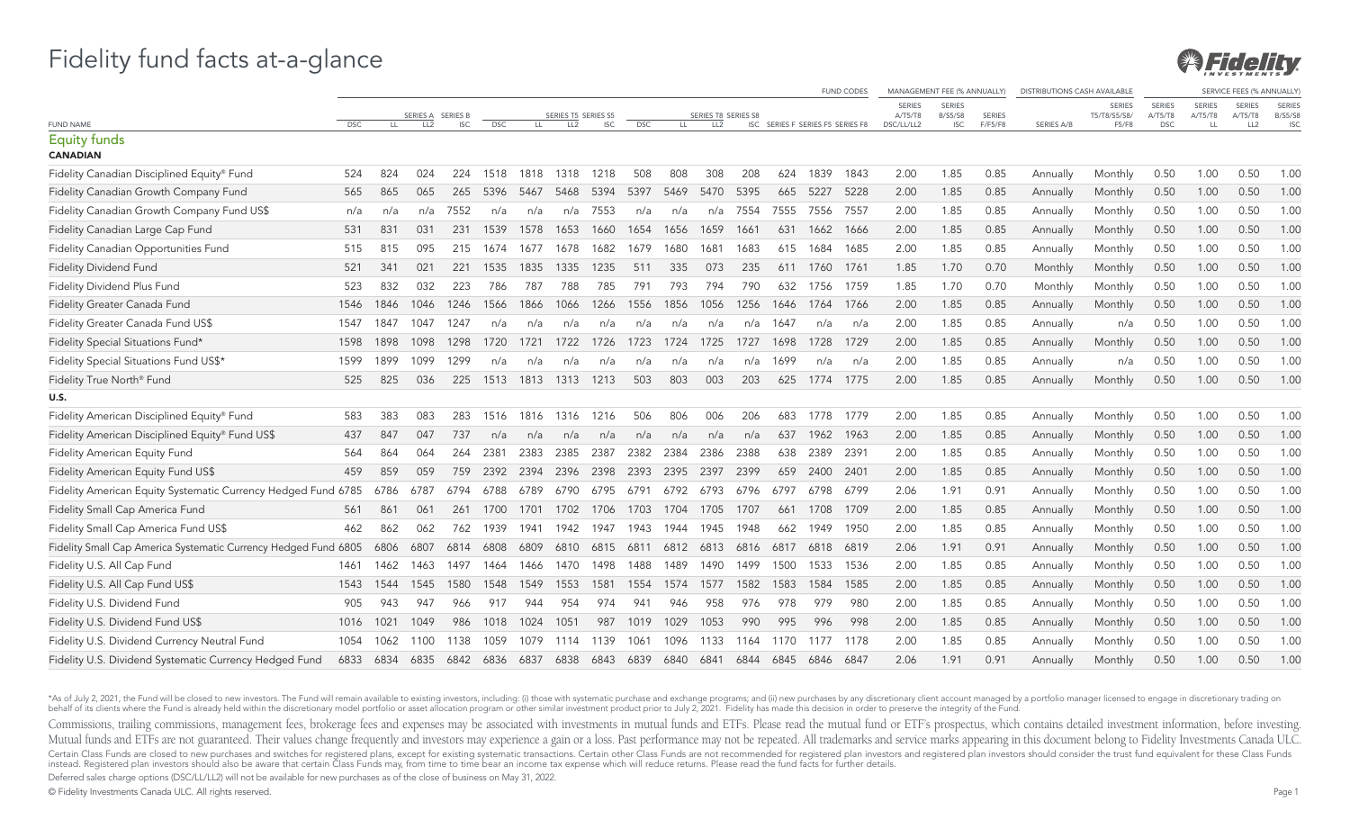# Fidelity fund facts at-a-glance

| FUND NAME | FUND CODES | | | | | | | | | | | | | | | | MANAGEMENT FEE (% ANNUALLY) | | | DISTRIBUTIONS CASH AVAILABLE | | SERVICE FEES (% ANNUALLY) | | | |
|---|---|---|---|---|---|---|---|---|---|---|---|---|---|---|---|---|---|---|---|---|---|---|---|---|---|
| | DSC | LL | SERIES A LL2 | SERIES B ISC | DSC | LL | SERIES T5 SERIES S5 LL2 | ISC | DSC | LL | SERIES T8 SERIES S8 LL2 | ISC | SERIES F | SERIES F5 | SERIES F8 | SERIES A/T5/T8 DSC/LL/LL2 | SERIES B/S5/S8 ISC | SERIES F/F5/F8 | SERIES A/B | SERIES T5/T8/S5/S8/ F5/F8 | SERIES A/T5/T8 DSC | SERIES A/T5/T8 LL | SERIES A/T5/T8 LL2 | SERIES B/S5/S8 ISC |
| **Equity funds** | | | | | | | | | | | | | | | | | | | | | | | | | |
| **CANADIAN** | | | | | | | | | | | | | | | | | | | | | | | | | |
| Fidelity Canadian Disciplined Equity® Fund | 524 | 824 | 024 | 224 | 1518 | 1818 | 1318 | 1218 | 508 | 808 | 308 | 208 | 624 | 1839 | 1843 | 2.00 | 1.85 | 0.85 | Annually | Monthly | 0.50 | 1.00 | 0.50 | 1.00 |
| Fidelity Canadian Growth Company Fund | 565 | 865 | 065 | 265 | 5396 | 5467 | 5468 | 5394 | 5397 | 5469 | 5470 | 5395 | 665 | 5227 | 5228 | 2.00 | 1.85 | 0.85 | Annually | Monthly | 0.50 | 1.00 | 0.50 | 1.00 |
| Fidelity Canadian Growth Company Fund US$ | n/a | n/a | n/a | 7552 | n/a | n/a | n/a | 7553 | n/a | n/a | n/a | 7554 | 7555 | 7556 | 7557 | 2.00 | 1.85 | 0.85 | Annually | Monthly | 0.50 | 1.00 | 0.50 | 1.00 |
| Fidelity Canadian Large Cap Fund | 531 | 831 | 031 | 231 | 1539 | 1578 | 1653 | 1660 | 1654 | 1656 | 1659 | 1661 | 631 | 1662 | 1666 | 2.00 | 1.85 | 0.85 | Annually | Monthly | 0.50 | 1.00 | 0.50 | 1.00 |
| Fidelity Canadian Opportunities Fund | 515 | 815 | 095 | 215 | 1674 | 1677 | 1678 | 1682 | 1679 | 1680 | 1681 | 1683 | 615 | 1684 | 1685 | 2.00 | 1.85 | 0.85 | Annually | Monthly | 0.50 | 1.00 | 0.50 | 1.00 |
| Fidelity Dividend Fund | 521 | 341 | 021 | 221 | 1535 | 1835 | 1335 | 1235 | 511 | 335 | 073 | 235 | 611 | 1760 | 1761 | 1.85 | 1.70 | 0.70 | Monthly | Monthly | 0.50 | 1.00 | 0.50 | 1.00 |
| Fidelity Dividend Plus Fund | 523 | 832 | 032 | 223 | 786 | 787 | 788 | 785 | 791 | 793 | 794 | 790 | 632 | 1756 | 1759 | 1.85 | 1.70 | 0.70 | Monthly | Monthly | 0.50 | 1.00 | 0.50 | 1.00 |
| Fidelity Greater Canada Fund | 1546 | 1846 | 1046 | 1246 | 1566 | 1866 | 1066 | 1266 | 1556 | 1856 | 1056 | 1256 | 1646 | 1764 | 1766 | 2.00 | 1.85 | 0.85 | Annually | Monthly | 0.50 | 1.00 | 0.50 | 1.00 |
| Fidelity Greater Canada Fund US$ | 1547 | 1847 | 1047 | 1247 | n/a | n/a | n/a | n/a | n/a | n/a | n/a | n/a | 1647 | n/a | n/a | 2.00 | 1.85 | 0.85 | Annually | n/a | 0.50 | 1.00 | 0.50 | 1.00 |
| Fidelity Special Situations Fund* | 1598 | 1898 | 1098 | 1298 | 1720 | 1721 | 1722 | 1726 | 1723 | 1724 | 1725 | 1727 | 1698 | 1728 | 1729 | 2.00 | 1.85 | 0.85 | Annually | Monthly | 0.50 | 1.00 | 0.50 | 1.00 |
| Fidelity Special Situations Fund US$* | 1599 | 1899 | 1099 | 1299 | n/a | n/a | n/a | n/a | n/a | n/a | n/a | n/a | 1699 | n/a | n/a | 2.00 | 1.85 | 0.85 | Annually | n/a | 0.50 | 1.00 | 0.50 | 1.00 |
| Fidelity True North® Fund | 525 | 825 | 036 | 225 | 1513 | 1813 | 1313 | 1213 | 503 | 803 | 003 | 203 | 625 | 1774 | 1775 | 2.00 | 1.85 | 0.85 | Annually | Monthly | 0.50 | 1.00 | 0.50 | 1.00 |
| **U.S.** | | | | | | | | | | | | | | | | | | | | | | | | | |
| Fidelity American Disciplined Equity® Fund | 583 | 383 | 083 | 283 | 1516 | 1816 | 1316 | 1216 | 506 | 806 | 006 | 206 | 683 | 1778 | 1779 | 2.00 | 1.85 | 0.85 | Annually | Monthly | 0.50 | 1.00 | 0.50 | 1.00 |
| Fidelity American Disciplined Equity® Fund US$ | 437 | 847 | 047 | 737 | n/a | n/a | n/a | n/a | n/a | n/a | n/a | n/a | 637 | 1962 | 1963 | 2.00 | 1.85 | 0.85 | Annually | Monthly | 0.50 | 1.00 | 0.50 | 1.00 |
| Fidelity American Equity Fund | 564 | 864 | 064 | 264 | 2381 | 2383 | 2385 | 2387 | 2382 | 2384 | 2386 | 2388 | 638 | 2389 | 2391 | 2.00 | 1.85 | 0.85 | Annually | Monthly | 0.50 | 1.00 | 0.50 | 1.00 |
| Fidelity American Equity Fund US$ | 459 | 859 | 059 | 759 | 2392 | 2394 | 2396 | 2398 | 2393 | 2395 | 2397 | 2399 | 659 | 2400 | 2401 | 2.00 | 1.85 | 0.85 | Annually | Monthly | 0.50 | 1.00 | 0.50 | 1.00 |
| Fidelity American Equity Systematic Currency Hedged Fund | 6785 | 6786 | 6787 | 6794 | 6788 | 6789 | 6790 | 6795 | 6791 | 6792 | 6793 | 6796 | 6797 | 6798 | 6799 | 2.06 | 1.91 | 0.91 | Annually | Monthly | 0.50 | 1.00 | 0.50 | 1.00 |
| Fidelity Small Cap America Fund | 561 | 861 | 061 | 261 | 1700 | 1701 | 1702 | 1706 | 1703 | 1704 | 1705 | 1707 | 661 | 1708 | 1709 | 2.00 | 1.85 | 0.85 | Annually | Monthly | 0.50 | 1.00 | 0.50 | 1.00 |
| Fidelity Small Cap America Fund US$ | 462 | 862 | 062 | 762 | 1939 | 1941 | 1942 | 1947 | 1943 | 1944 | 1945 | 1948 | 662 | 1949 | 1950 | 2.00 | 1.85 | 0.85 | Annually | Monthly | 0.50 | 1.00 | 0.50 | 1.00 |
| Fidelity Small Cap America Systematic Currency Hedged Fund | 6805 | 6806 | 6807 | 6814 | 6808 | 6809 | 6810 | 6815 | 6811 | 6812 | 6813 | 6816 | 6817 | 6818 | 6819 | 2.06 | 1.91 | 0.91 | Annually | Monthly | 0.50 | 1.00 | 0.50 | 1.00 |
| Fidelity U.S. All Cap Fund | 1461 | 1462 | 1463 | 1497 | 1464 | 1466 | 1470 | 1498 | 1488 | 1489 | 1490 | 1499 | 1500 | 1533 | 1536 | 2.00 | 1.85 | 0.85 | Annually | Monthly | 0.50 | 1.00 | 0.50 | 1.00 |
| Fidelity U.S. All Cap Fund US$ | 1543 | 1544 | 1545 | 1580 | 1548 | 1549 | 1553 | 1581 | 1554 | 1574 | 1577 | 1582 | 1583 | 1584 | 1585 | 2.00 | 1.85 | 0.85 | Annually | Monthly | 0.50 | 1.00 | 0.50 | 1.00 |
| Fidelity U.S. Dividend Fund | 905 | 943 | 947 | 966 | 917 | 944 | 954 | 974 | 941 | 946 | 958 | 976 | 978 | 979 | 980 | 2.00 | 1.85 | 0.85 | Annually | Monthly | 0.50 | 1.00 | 0.50 | 1.00 |
| Fidelity U.S. Dividend Fund US$ | 1016 | 1021 | 1049 | 986 | 1018 | 1024 | 1051 | 987 | 1019 | 1029 | 1053 | 990 | 995 | 996 | 998 | 2.00 | 1.85 | 0.85 | Annually | Monthly | 0.50 | 1.00 | 0.50 | 1.00 |
| Fidelity U.S. Dividend Currency Neutral Fund | 1054 | 1062 | 1100 | 1138 | 1059 | 1079 | 1114 | 1139 | 1061 | 1096 | 1133 | 1164 | 1170 | 1177 | 1178 | 2.00 | 1.85 | 0.85 | Annually | Monthly | 0.50 | 1.00 | 0.50 | 1.00 |
| Fidelity U.S. Dividend Systematic Currency Hedged Fund | 6833 | 6834 | 6835 | 6842 | 6836 | 6837 | 6838 | 6843 | 6839 | 6840 | 6841 | 6844 | 6845 | 6846 | 6847 | 2.06 | 1.91 | 0.91 | Annually | Monthly | 0.50 | 1.00 | 0.50 | 1.00 |

*As of July 2, 2021, the Fund will be closed to new investors. The Fund will remain available to existing investors, including: (i) those with systematic purchase and exchange programs; and (ii) new purchases by any discretionary client account managed by a portfolio manager licensed to engage in discretionary trading on behalf of its clients where the Fund is already held within the discretionary model portfolio or asset allocation program or other similar investment product prior to July 2, 2021. Fidelity has made this decision in order to preserve the integrity of the Fund.

Commissions, trailing commissions, management fees, brokerage fees and expenses may be associated with investments in mutual funds and ETFs. Please read the mutual fund or ETF's prospectus, which contains detailed investment information, before investing. Mutual funds and ETFs are not guaranteed. Their values change frequently and investors may experience a gain or a loss. Past performance may not be repeated. All trademarks and service marks appearing in this document belong to Fidelity Investments Canada ULC.

Certain Class Funds are closed to new purchases and switches for registered plans, except for existing systematic transactions. Certain other Class Funds are not recommended for registered plan investors and registered plan investors should consider the trust fund equivalent for these Class Funds instead. Registered plan investors should also be aware that certain Class Funds may, from time to time bear an income tax expense which will reduce returns. Please read the fund facts for further details.

Deferred sales charge options (DSC/LL/LL2) will not be available for new purchases as of the close of business on May 31, 2022.

© Fidelity Investments Canada ULC. All rights reserved.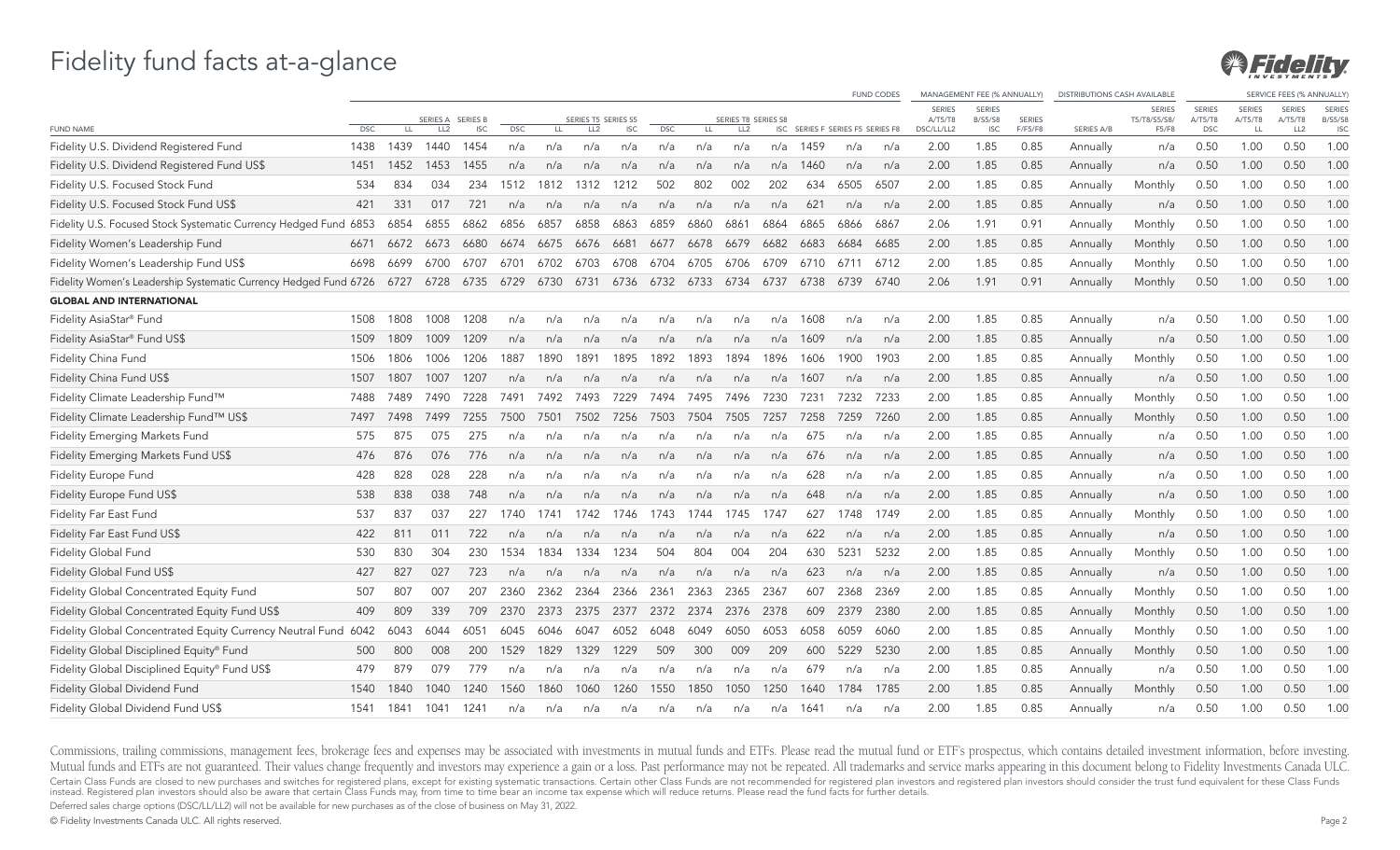# Fidelity fund facts at-a-glance

| | FUND CODES | | | | | | | | | | | | | | | MANAGEMENT FEE (% ANNUALLY) | | | DISTRIBUTIONS CASH AVAILABLE | | SERVICE FEES (% ANNUALLY) | | | |
|---|---|---|---|---|---|---|---|---|---|---|---|---|---|---|---|---|---|---|---|---|---|---|---|---|
| FUND NAME | SERIES A DSC | SERIES A LL | SERIES A LL2 | SERIES B ISC | SERIES T5 DSC | SERIES T5 LL | SERIES T5 LL2 | SERIES S5 ISC | SERIES T8 DSC | SERIES T8 LL | SERIES T8 LL2 | SERIES S8 ISC | SERIES F | SERIES F5 | SERIES F8 | SERIES A/T5/T8 DSC/LL/LL2 | SERIES B/S5/S8 ISC | SERIES F/F5/F8 | SERIES A/B | SERIES T5/T8/S5/S8/ F5/F8 | SERIES A/T5/T8 DSC | SERIES A/T5/T8 LL | SERIES A/T5/T8 LL2 | SERIES B/S5/S8 ISC |
| Fidelity U.S. Dividend Registered Fund | 1438 | 1439 | 1440 | 1454 | n/a | n/a | n/a | n/a | n/a | n/a | n/a | n/a | 1459 | n/a | n/a | 2.00 | 1.85 | 0.85 | Annually | n/a | 0.50 | 1.00 | 0.50 | 1.00 |
| Fidelity U.S. Dividend Registered Fund US$ | 1451 | 1452 | 1453 | 1455 | n/a | n/a | n/a | n/a | n/a | n/a | n/a | n/a | 1460 | n/a | n/a | 2.00 | 1.85 | 0.85 | Annually | n/a | 0.50 | 1.00 | 0.50 | 1.00 |
| Fidelity U.S. Focused Stock Fund | 534 | 834 | 034 | 234 | 1512 | 1812 | 1312 | 1212 | 502 | 802 | 002 | 202 | 634 | 6505 | 6507 | 2.00 | 1.85 | 0.85 | Annually | Monthly | 0.50 | 1.00 | 0.50 | 1.00 |
| Fidelity U.S. Focused Stock Fund US$ | 421 | 331 | 017 | 721 | n/a | n/a | n/a | n/a | n/a | n/a | n/a | n/a | 621 | n/a | n/a | 2.00 | 1.85 | 0.85 | Annually | n/a | 0.50 | 1.00 | 0.50 | 1.00 |
| Fidelity U.S. Focused Stock Systematic Currency Hedged Fund | 6853 | 6854 | 6855 | 6862 | 6856 | 6857 | 6858 | 6863 | 6859 | 6860 | 6861 | 6864 | 6865 | 6866 | 6867 | 2.06 | 1.91 | 0.91 | Annually | Monthly | 0.50 | 1.00 | 0.50 | 1.00 |
| Fidelity Women's Leadership Fund | 6671 | 6672 | 6673 | 6680 | 6674 | 6675 | 6676 | 6681 | 6677 | 6678 | 6679 | 6682 | 6683 | 6684 | 6685 | 2.00 | 1.85 | 0.85 | Annually | Monthly | 0.50 | 1.00 | 0.50 | 1.00 |
| Fidelity Women's Leadership Fund US$ | 6698 | 6699 | 6700 | 6707 | 6701 | 6702 | 6703 | 6708 | 6704 | 6705 | 6706 | 6709 | 6710 | 6711 | 6712 | 2.00 | 1.85 | 0.85 | Annually | Monthly | 0.50 | 1.00 | 0.50 | 1.00 |
| Fidelity Women's Leadership Systematic Currency Hedged Fund | 6726 | 6727 | 6728 | 6735 | 6729 | 6730 | 6731 | 6736 | 6732 | 6733 | 6734 | 6737 | 6738 | 6739 | 6740 | 2.06 | 1.91 | 0.91 | Annually | Monthly | 0.50 | 1.00 | 0.50 | 1.00 |
| **GLOBAL AND INTERNATIONAL** | | | | | | | | | | | | | | | | | | | | | | | | |
| Fidelity AsiaStar® Fund | 1508 | 1808 | 1008 | 1208 | n/a | n/a | n/a | n/a | n/a | n/a | n/a | n/a | 1608 | n/a | n/a | 2.00 | 1.85 | 0.85 | Annually | n/a | 0.50 | 1.00 | 0.50 | 1.00 |
| Fidelity AsiaStar® Fund US$ | 1509 | 1809 | 1009 | 1209 | n/a | n/a | n/a | n/a | n/a | n/a | n/a | n/a | 1609 | n/a | n/a | 2.00 | 1.85 | 0.85 | Annually | n/a | 0.50 | 1.00 | 0.50 | 1.00 |
| Fidelity China Fund | 1506 | 1806 | 1006 | 1206 | 1887 | 1890 | 1891 | 1895 | 1892 | 1893 | 1894 | 1896 | 1606 | 1900 | 1903 | 2.00 | 1.85 | 0.85 | Annually | Monthly | 0.50 | 1.00 | 0.50 | 1.00 |
| Fidelity China Fund US$ | 1507 | 1807 | 1007 | 1207 | n/a | n/a | n/a | n/a | n/a | n/a | n/a | n/a | 1607 | n/a | n/a | 2.00 | 1.85 | 0.85 | Annually | n/a | 0.50 | 1.00 | 0.50 | 1.00 |
| Fidelity Climate Leadership Fund™ | 7488 | 7489 | 7490 | 7228 | 7491 | 7492 | 7493 | 7229 | 7494 | 7495 | 7496 | 7230 | 7231 | 7232 | 7233 | 2.00 | 1.85 | 0.85 | Annually | Monthly | 0.50 | 1.00 | 0.50 | 1.00 |
| Fidelity Climate Leadership Fund™ US$ | 7497 | 7498 | 7499 | 7255 | 7500 | 7501 | 7502 | 7256 | 7503 | 7504 | 7505 | 7257 | 7258 | 7259 | 7260 | 2.00 | 1.85 | 0.85 | Annually | Monthly | 0.50 | 1.00 | 0.50 | 1.00 |
| Fidelity Emerging Markets Fund | 575 | 875 | 075 | 275 | n/a | n/a | n/a | n/a | n/a | n/a | n/a | n/a | 675 | n/a | n/a | 2.00 | 1.85 | 0.85 | Annually | n/a | 0.50 | 1.00 | 0.50 | 1.00 |
| Fidelity Emerging Markets Fund US$ | 476 | 876 | 076 | 776 | n/a | n/a | n/a | n/a | n/a | n/a | n/a | n/a | 676 | n/a | n/a | 2.00 | 1.85 | 0.85 | Annually | n/a | 0.50 | 1.00 | 0.50 | 1.00 |
| Fidelity Europe Fund | 428 | 828 | 028 | 228 | n/a | n/a | n/a | n/a | n/a | n/a | n/a | n/a | 628 | n/a | n/a | 2.00 | 1.85 | 0.85 | Annually | n/a | 0.50 | 1.00 | 0.50 | 1.00 |
| Fidelity Europe Fund US$ | 538 | 838 | 038 | 748 | n/a | n/a | n/a | n/a | n/a | n/a | n/a | n/a | 648 | n/a | n/a | 2.00 | 1.85 | 0.85 | Annually | n/a | 0.50 | 1.00 | 0.50 | 1.00 |
| Fidelity Far East Fund | 537 | 837 | 037 | 227 | 1740 | 1741 | 1742 | 1746 | 1743 | 1744 | 1745 | 1747 | 627 | 1748 | 1749 | 2.00 | 1.85 | 0.85 | Annually | Monthly | 0.50 | 1.00 | 0.50 | 1.00 |
| Fidelity Far East Fund US$ | 422 | 811 | 011 | 722 | n/a | n/a | n/a | n/a | n/a | n/a | n/a | n/a | 622 | n/a | n/a | 2.00 | 1.85 | 0.85 | Annually | n/a | 0.50 | 1.00 | 0.50 | 1.00 |
| Fidelity Global Fund | 530 | 830 | 304 | 230 | 1534 | 1834 | 1334 | 1234 | 504 | 804 | 004 | 204 | 630 | 5231 | 5232 | 2.00 | 1.85 | 0.85 | Annually | Monthly | 0.50 | 1.00 | 0.50 | 1.00 |
| Fidelity Global Fund US$ | 427 | 827 | 027 | 723 | n/a | n/a | n/a | n/a | n/a | n/a | n/a | n/a | 623 | n/a | n/a | 2.00 | 1.85 | 0.85 | Annually | n/a | 0.50 | 1.00 | 0.50 | 1.00 |
| Fidelity Global Concentrated Equity Fund | 507 | 807 | 007 | 207 | 2360 | 2362 | 2364 | 2366 | 2361 | 2363 | 2365 | 2367 | 607 | 2368 | 2369 | 2.00 | 1.85 | 0.85 | Annually | Monthly | 0.50 | 1.00 | 0.50 | 1.00 |
| Fidelity Global Concentrated Equity Fund US$ | 409 | 809 | 339 | 709 | 2370 | 2373 | 2375 | 2377 | 2372 | 2374 | 2376 | 2378 | 609 | 2379 | 2380 | 2.00 | 1.85 | 0.85 | Annually | Monthly | 0.50 | 1.00 | 0.50 | 1.00 |
| Fidelity Global Concentrated Equity Currency Neutral Fund | 6042 | 6043 | 6044 | 6051 | 6045 | 6046 | 6047 | 6052 | 6048 | 6049 | 6050 | 6053 | 6058 | 6059 | 6060 | 2.00 | 1.85 | 0.85 | Annually | Monthly | 0.50 | 1.00 | 0.50 | 1.00 |
| Fidelity Global Disciplined Equity® Fund | 500 | 800 | 008 | 200 | 1529 | 1829 | 1329 | 1229 | 509 | 300 | 009 | 209 | 600 | 5229 | 5230 | 2.00 | 1.85 | 0.85 | Annually | Monthly | 0.50 | 1.00 | 0.50 | 1.00 |
| Fidelity Global Disciplined Equity® Fund US$ | 479 | 879 | 079 | 779 | n/a | n/a | n/a | n/a | n/a | n/a | n/a | n/a | 679 | n/a | n/a | 2.00 | 1.85 | 0.85 | Annually | n/a | 0.50 | 1.00 | 0.50 | 1.00 |
| Fidelity Global Dividend Fund | 1540 | 1840 | 1040 | 1240 | 1560 | 1860 | 1060 | 1260 | 1550 | 1850 | 1050 | 1250 | 1640 | 1784 | 1785 | 2.00 | 1.85 | 0.85 | Annually | Monthly | 0.50 | 1.00 | 0.50 | 1.00 |
| Fidelity Global Dividend Fund US$ | 1541 | 1841 | 1041 | 1241 | n/a | n/a | n/a | n/a | n/a | n/a | n/a | n/a | 1641 | n/a | n/a | 2.00 | 1.85 | 0.85 | Annually | n/a | 0.50 | 1.00 | 0.50 | 1.00 |

Commissions, trailing commissions, management fees, brokerage fees and expenses may be associated with investments in mutual funds and ETFs. Please read the mutual fund or ETF's prospectus, which contains detailed investment information, before investing. Mutual funds and ETFs are not guaranteed. Their values change frequently and investors may experience a gain or a loss. Past performance may not be repeated. All trademarks and service marks appearing in this document belong to Fidelity Investments Canada ULC.

Certain Class Funds are closed to new purchases and switches for registered plans, except for existing systematic transactions. Certain other Class Funds are not recommended for registered plan investors and registered plan investors should consider the trust fund equivalent for these Class Funds instead. Registered plan investors should also be aware that certain Class Funds may, from time to time bear an income tax expense which will reduce returns. Please read the fund facts for further details.

Deferred sales charge options (DSC/LL/LL2) will not be available for new purchases as of the close of business on May 31, 2022.

© Fidelity Investments Canada ULC. All rights reserved.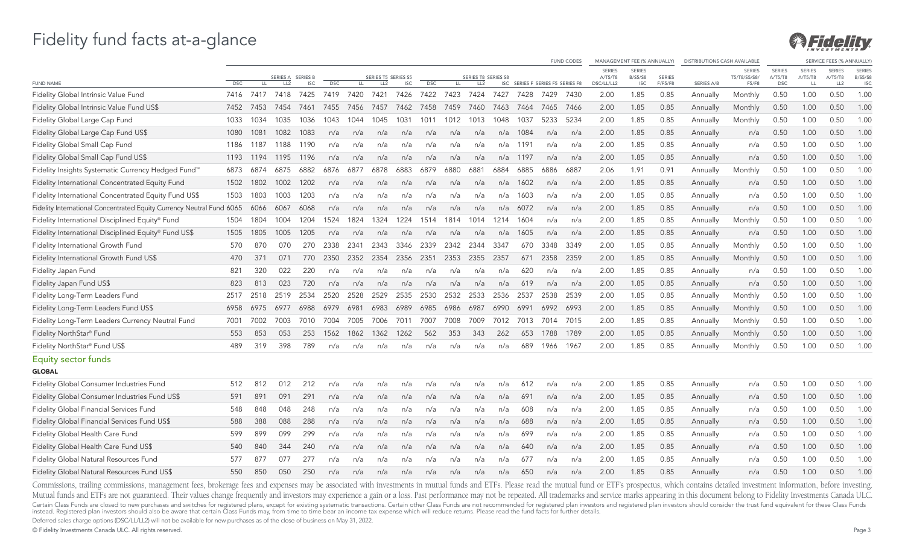# Fidelity fund facts at-a-glance

| | FUND CODES | | | | | | | | | | | | | | | | MANAGEMENT FEE (% ANNUALLY) | | | DISTRIBUTIONS CASH AVAILABLE | | SERVICE FEES (% ANNUALLY) | | | |
|---|---|---|---|---|---|---|---|---|---|---|---|---|---|---|---|---|---|---|---|---|---|---|---|---|---|
| FUND NAME | SERIES A DSC | SERIES A LL | SERIES A LL2 | SERIES B ISC | SERIES T5 DSC | SERIES T5 LL | SERIES T5 LL2 | SERIES S5 ISC | SERIES T8 DSC | SERIES T8 LL | SERIES T8 LL2 | SERIES S8 ISC | SERIES F | SERIES F5 | SERIES F8 | SERIES A/T5/T8 DSC/LL/LL2 | SERIES B/S5/S8 ISC | SERIES F/F5/F8 | SERIES A/B | SERIES T5/T8/S5/S8/F5/F8 | SERIES A/T5/T8 DSC | SERIES A/T5/T8 LL | SERIES A/T5/T8 LL2 | SERIES B/S5/S8 ISC |
| Fidelity Global Intrinsic Value Fund | 7416 | 7417 | 7418 | 7425 | 7419 | 7420 | 7421 | 7426 | 7422 | 7423 | 7424 | 7427 | 7428 | 7429 | 7430 | 2.00 | 1.85 | 0.85 | Annually | Monthly | 0.50 | 1.00 | 0.50 | 1.00 |
| Fidelity Global Intrinsic Value Fund US$ | 7452 | 7453 | 7454 | 7461 | 7455 | 7456 | 7457 | 7462 | 7458 | 7459 | 7460 | 7463 | 7464 | 7465 | 7466 | 2.00 | 1.85 | 0.85 | Annually | Monthly | 0.50 | 1.00 | 0.50 | 1.00 |
| Fidelity Global Large Cap Fund | 1033 | 1034 | 1035 | 1036 | 1043 | 1044 | 1045 | 1031 | 1011 | 1012 | 1013 | 1048 | 1037 | 5233 | 5234 | 2.00 | 1.85 | 0.85 | Annually | Monthly | 0.50 | 1.00 | 0.50 | 1.00 |
| Fidelity Global Large Cap Fund US$ | 1080 | 1081 | 1082 | 1083 | n/a | n/a | n/a | n/a | n/a | n/a | n/a | n/a | 1084 | n/a | n/a | 2.00 | 1.85 | 0.85 | Annually | n/a | 0.50 | 1.00 | 0.50 | 1.00 |
| Fidelity Global Small Cap Fund | 1186 | 1187 | 1188 | 1190 | n/a | n/a | n/a | n/a | n/a | n/a | n/a | n/a | 1191 | n/a | n/a | 2.00 | 1.85 | 0.85 | Annually | n/a | 0.50 | 1.00 | 0.50 | 1.00 |
| Fidelity Global Small Cap Fund US$ | 1193 | 1194 | 1195 | 1196 | n/a | n/a | n/a | n/a | n/a | n/a | n/a | n/a | 1197 | n/a | n/a | 2.00 | 1.85 | 0.85 | Annually | n/a | 0.50 | 1.00 | 0.50 | 1.00 |
| Fidelity Insights Systematic Currency Hedged Fund™ | 6873 | 6874 | 6875 | 6882 | 6876 | 6877 | 6878 | 6883 | 6879 | 6880 | 6881 | 6884 | 6885 | 6886 | 6887 | 2.06 | 1.91 | 0.91 | Annually | Monthly | 0.50 | 1.00 | 0.50 | 1.00 |
| Fidelity International Concentrated Equity Fund | 1502 | 1802 | 1002 | 1202 | n/a | n/a | n/a | n/a | n/a | n/a | n/a | n/a | 1602 | n/a | n/a | 2.00 | 1.85 | 0.85 | Annually | n/a | 0.50 | 1.00 | 0.50 | 1.00 |
| Fidelity International Concentrated Equity Fund US$ | 1503 | 1803 | 1003 | 1203 | n/a | n/a | n/a | n/a | n/a | n/a | n/a | n/a | 1603 | n/a | n/a | 2.00 | 1.85 | 0.85 | Annually | n/a | 0.50 | 1.00 | 0.50 | 1.00 |
| Fidelity International Concentrated Equity Currency Neutral Fund | 6065 | 6066 | 6067 | 6068 | n/a | n/a | n/a | n/a | n/a | n/a | n/a | n/a | 6072 | n/a | n/a | 2.00 | 1.85 | 0.85 | Annually | n/a | 0.50 | 1.00 | 0.50 | 1.00 |
| Fidelity International Disciplined Equity® Fund | 1504 | 1804 | 1004 | 1204 | 1524 | 1824 | 1324 | 1224 | 1514 | 1814 | 1014 | 1214 | 1604 | n/a | n/a | 2.00 | 1.85 | 0.85 | Annually | Monthly | 0.50 | 1.00 | 0.50 | 1.00 |
| Fidelity International Disciplined Equity® Fund US$ | 1505 | 1805 | 1005 | 1205 | n/a | n/a | n/a | n/a | n/a | n/a | n/a | n/a | 1605 | n/a | n/a | 2.00 | 1.85 | 0.85 | Annually | n/a | 0.50 | 1.00 | 0.50 | 1.00 |
| Fidelity International Growth Fund | 570 | 870 | 070 | 270 | 2338 | 2341 | 2343 | 3346 | 2339 | 2342 | 2344 | 3347 | 670 | 3348 | 3349 | 2.00 | 1.85 | 0.85 | Annually | Monthly | 0.50 | 1.00 | 0.50 | 1.00 |
| Fidelity International Growth Fund US$ | 470 | 371 | 071 | 770 | 2350 | 2352 | 2354 | 2356 | 2351 | 2353 | 2355 | 2357 | 671 | 2358 | 2359 | 2.00 | 1.85 | 0.85 | Annually | Monthly | 0.50 | 1.00 | 0.50 | 1.00 |
| Fidelity Japan Fund | 821 | 320 | 022 | 220 | n/a | n/a | n/a | n/a | n/a | n/a | n/a | n/a | 620 | n/a | n/a | 2.00 | 1.85 | 0.85 | Annually | n/a | 0.50 | 1.00 | 0.50 | 1.00 |
| Fidelity Japan Fund US$ | 823 | 813 | 023 | 720 | n/a | n/a | n/a | n/a | n/a | n/a | n/a | n/a | 619 | n/a | n/a | 2.00 | 1.85 | 0.85 | Annually | n/a | 0.50 | 1.00 | 0.50 | 1.00 |
| Fidelity Long-Term Leaders Fund | 2517 | 2518 | 2519 | 2534 | 2520 | 2528 | 2529 | 2535 | 2530 | 2532 | 2533 | 2536 | 2537 | 2538 | 2539 | 2.00 | 1.85 | 0.85 | Annually | Monthly | 0.50 | 1.00 | 0.50 | 1.00 |
| Fidelity Long-Term Leaders Fund US$ | 6958 | 6975 | 6977 | 6988 | 6979 | 6981 | 6983 | 6989 | 6985 | 6986 | 6987 | 6990 | 6991 | 6992 | 6993 | 2.00 | 1.85 | 0.85 | Annually | Monthly | 0.50 | 1.00 | 0.50 | 1.00 |
| Fidelity Long-Term Leaders Currency Neutral Fund | 7001 | 7002 | 7003 | 7010 | 7004 | 7005 | 7006 | 7011 | 7007 | 7008 | 7009 | 7012 | 7013 | 7014 | 7015 | 2.00 | 1.85 | 0.85 | Annually | Monthly | 0.50 | 1.00 | 0.50 | 1.00 |
| Fidelity NorthStar® Fund | 553 | 853 | 053 | 253 | 1562 | 1862 | 1362 | 1262 | 562 | 353 | 343 | 262 | 653 | 1788 | 1789 | 2.00 | 1.85 | 0.85 | Annually | Monthly | 0.50 | 1.00 | 0.50 | 1.00 |
| Fidelity NorthStar® Fund US$ | 489 | 319 | 398 | 789 | n/a | n/a | n/a | n/a | n/a | n/a | n/a | n/a | 689 | 1966 | 1967 | 2.00 | 1.85 | 0.85 | Annually | Monthly | 0.50 | 1.00 | 0.50 | 1.00 |
| **Equity sector funds** | | | | | | | | | | | | | | | | | | | | | | | | |
| **GLOBAL** | | | | | | | | | | | | | | | | | | | | | | | | |
| Fidelity Global Consumer Industries Fund | 512 | 812 | 012 | 212 | n/a | n/a | n/a | n/a | n/a | n/a | n/a | n/a | 612 | n/a | n/a | 2.00 | 1.85 | 0.85 | Annually | n/a | 0.50 | 1.00 | 0.50 | 1.00 |
| Fidelity Global Consumer Industries Fund US$ | 591 | 891 | 091 | 291 | n/a | n/a | n/a | n/a | n/a | n/a | n/a | n/a | 691 | n/a | n/a | 2.00 | 1.85 | 0.85 | Annually | n/a | 0.50 | 1.00 | 0.50 | 1.00 |
| Fidelity Global Financial Services Fund | 548 | 848 | 048 | 248 | n/a | n/a | n/a | n/a | n/a | n/a | n/a | n/a | 608 | n/a | n/a | 2.00 | 1.85 | 0.85 | Annually | n/a | 0.50 | 1.00 | 0.50 | 1.00 |
| Fidelity Global Financial Services Fund US$ | 588 | 388 | 088 | 288 | n/a | n/a | n/a | n/a | n/a | n/a | n/a | n/a | 688 | n/a | n/a | 2.00 | 1.85 | 0.85 | Annually | n/a | 0.50 | 1.00 | 0.50 | 1.00 |
| Fidelity Global Health Care Fund | 599 | 899 | 099 | 299 | n/a | n/a | n/a | n/a | n/a | n/a | n/a | n/a | 699 | n/a | n/a | 2.00 | 1.85 | 0.85 | Annually | n/a | 0.50 | 1.00 | 0.50 | 1.00 |
| Fidelity Global Health Care Fund US$ | 540 | 840 | 344 | 240 | n/a | n/a | n/a | n/a | n/a | n/a | n/a | n/a | 640 | n/a | n/a | 2.00 | 1.85 | 0.85 | Annually | n/a | 0.50 | 1.00 | 0.50 | 1.00 |
| Fidelity Global Natural Resources Fund | 577 | 877 | 077 | 277 | n/a | n/a | n/a | n/a | n/a | n/a | n/a | n/a | 677 | n/a | n/a | 2.00 | 1.85 | 0.85 | Annually | n/a | 0.50 | 1.00 | 0.50 | 1.00 |
| Fidelity Global Natural Resources Fund US$ | 550 | 850 | 050 | 250 | n/a | n/a | n/a | n/a | n/a | n/a | n/a | n/a | 650 | n/a | n/a | 2.00 | 1.85 | 0.85 | Annually | n/a | 0.50 | 1.00 | 0.50 | 1.00 |

Commissions, trailing commissions, management fees, brokerage fees and expenses may be associated with investments in mutual funds and ETFs. Please read the mutual fund or ETF's prospectus, which contains detailed investment information, before investing. Mutual funds and ETFs are not guaranteed. Their values change frequently and investors may experience a gain or a loss. Past performance may not be repeated. All trademarks and service marks appearing in this document belong to Fidelity Investments Canada ULC.

Certain Class Funds are closed to new purchases and switches for registered plans, except for existing systematic transactions. Certain other Class Funds are not recommended for registered plan investors and registered plan investors should consider the trust fund equivalent for these Class Funds instead. Registered plan investors should also be aware that certain Class Funds may, from time to time bear an income tax expense which will reduce returns. Please read the fund facts for further details.

Deferred sales charge options (DSC/LL/LL2) will not be available for new purchases as of the close of business on May 31, 2022.

© Fidelity Investments Canada ULC. All rights reserved.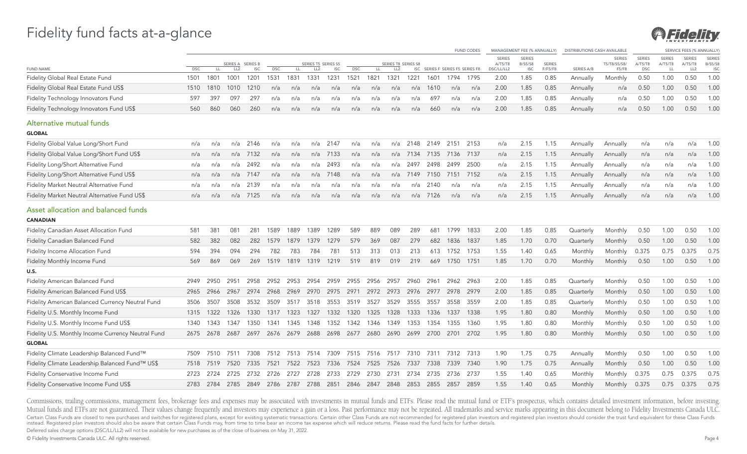# Fidelity fund facts at-a-glance

| FUND NAME | SERIES A DSC | SERIES A LL | SERIES A LL2 | SERIES B ISC | SERIES T5 DSC | SERIES T5 LL | SERIES T5 LL2 | SERIES S5 ISC | SERIES T8 DSC | SERIES T8 LL | SERIES T8 LL2 | SERIES S8 ISC | SERIES F | SERIES F5 | SERIES F8 | MANAGEMENT FEE (% ANNUALLY) SERIES A/T5/T8 DSC/LL/LL2 | SERIES B/S5/S8 ISC | SERIES F/F5/F8 | DISTRIBUTIONS CASH AVAILABLE SERIES A/B | SERIES T5/T8/S5/S8/F5/F8 | SERVICE FEES (% ANNUALLY) SERIES A/T5/T8 DSC | SERIES A/T5/T8 LL | SERIES A/T5/T8 LL2 | SERIES B/S5/S8 ISC |
|---|---|---|---|---|---|---|---|---|---|---|---|---|---|---|---|---|---|---|---|---|---|---|---|---|
| Fidelity Global Real Estate Fund | 1501 | 1801 | 1001 | 1201 | 1531 | 1831 | 1331 | 1231 | 1521 | 1821 | 1321 | 1221 | 1601 | 1794 | 1795 | 2.00 | 1.85 | 0.85 | Annually | Monthly | 0.50 | 1.00 | 0.50 | 1.00 |
| Fidelity Global Real Estate Fund US$ | 1510 | 1810 | 1010 | 1210 | n/a | n/a | n/a | n/a | n/a | n/a | n/a | n/a | 1610 | n/a | n/a | 2.00 | 1.85 | 0.85 | Annually | n/a | 0.50 | 1.00 | 0.50 | 1.00 |
| Fidelity Technology Innovators Fund | 597 | 397 | 097 | 297 | n/a | n/a | n/a | n/a | n/a | n/a | n/a | n/a | 697 | n/a | n/a | 2.00 | 1.85 | 0.85 | Annually | n/a | 0.50 | 1.00 | 0.50 | 1.00 |
| Fidelity Technology Innovators Fund US$ | 560 | 860 | 060 | 260 | n/a | n/a | n/a | n/a | n/a | n/a | n/a | n/a | 660 | n/a | n/a | 2.00 | 1.85 | 0.85 | Annually | n/a | 0.50 | 1.00 | 0.50 | 1.00 |
| **Alternative mutual funds** | | | | | | | | | | | | | | | | | | | | | | | | |
| **GLOBAL** | | | | | | | | | | | | | | | | | | | | | | | | |
| Fidelity Global Value Long/Short Fund | n/a | n/a | n/a | 2146 | n/a | n/a | n/a | 2147 | n/a | n/a | n/a | 2148 | 2149 | 2151 | 2153 | n/a | 2.15 | 1.15 | Annually | Annually | n/a | n/a | n/a | 1.00 |
| Fidelity Global Value Long/Short Fund US$ | n/a | n/a | n/a | 7132 | n/a | n/a | n/a | 7133 | n/a | n/a | n/a | 7134 | 7135 | 7136 | 7137 | n/a | 2.15 | 1.15 | Annually | Annually | n/a | n/a | n/a | 1.00 |
| Fidelity Long/Short Alternative Fund | n/a | n/a | n/a | 2492 | n/a | n/a | n/a | 2493 | n/a | n/a | n/a | 2497 | 2498 | 2499 | 2500 | n/a | 2.15 | 1.15 | Annually | Annually | n/a | n/a | n/a | 1.00 |
| Fidelity Long/Short Alternative Fund US$ | n/a | n/a | n/a | 7147 | n/a | n/a | n/a | 7148 | n/a | n/a | n/a | 7149 | 7150 | 7151 | 7152 | n/a | 2.15 | 1.15 | Annually | Annually | n/a | n/a | n/a | 1.00 |
| Fidelity Market Neutral Alternative Fund | n/a | n/a | n/a | 2139 | n/a | n/a | n/a | n/a | n/a | n/a | n/a | n/a | 2140 | n/a | n/a | n/a | 2.15 | 1.15 | Annually | Annually | n/a | n/a | n/a | 1.00 |
| Fidelity Market Neutral Alternative Fund US$ | n/a | n/a | n/a | 7125 | n/a | n/a | n/a | n/a | n/a | n/a | n/a | n/a | 7126 | n/a | n/a | n/a | 2.15 | 1.15 | Annually | Annually | n/a | n/a | n/a | 1.00 |
| **Asset allocation and balanced funds** | | | | | | | | | | | | | | | | | | | | | | | | |
| **CANADIAN** | | | | | | | | | | | | | | | | | | | | | | | | |
| Fidelity Canadian Asset Allocation Fund | 581 | 381 | 081 | 281 | 1589 | 1889 | 1389 | 1289 | 589 | 889 | 089 | 289 | 681 | 1799 | 1833 | 2.00 | 1.85 | 0.85 | Quarterly | Monthly | 0.50 | 1.00 | 0.50 | 1.00 |
| Fidelity Canadian Balanced Fund | 582 | 382 | 082 | 282 | 1579 | 1879 | 1379 | 1279 | 579 | 369 | 087 | 279 | 682 | 1836 | 1837 | 1.85 | 1.70 | 0.70 | Quarterly | Monthly | 0.50 | 1.00 | 0.50 | 1.00 |
| Fidelity Income Allocation Fund | 594 | 394 | 094 | 294 | 782 | 783 | 784 | 781 | 513 | 313 | 013 | 213 | 613 | 1752 | 1753 | 1.55 | 1.40 | 0.65 | Monthly | Monthly | 0.375 | 0.75 | 0.375 | 0.75 |
| Fidelity Monthly Income Fund | 569 | 869 | 069 | 269 | 1519 | 1819 | 1319 | 1219 | 519 | 819 | 019 | 219 | 669 | 1750 | 1751 | 1.85 | 1.70 | 0.70 | Monthly | Monthly | 0.50 | 1.00 | 0.50 | 1.00 |
| **U.S.** | | | | | | | | | | | | | | | | | | | | | | | | |
| Fidelity American Balanced Fund | 2949 | 2950 | 2951 | 2958 | 2952 | 2953 | 2954 | 2959 | 2955 | 2956 | 2957 | 2960 | 2961 | 2962 | 2963 | 2.00 | 1.85 | 0.85 | Quarterly | Monthly | 0.50 | 1.00 | 0.50 | 1.00 |
| Fidelity American Balanced Fund US$ | 2965 | 2966 | 2967 | 2974 | 2968 | 2969 | 2970 | 2975 | 2971 | 2972 | 2973 | 2976 | 2977 | 2978 | 2979 | 2.00 | 1.85 | 0.85 | Quarterly | Monthly | 0.50 | 1.00 | 0.50 | 1.00 |
| Fidelity American Balanced Currency Neutral Fund | 3506 | 3507 | 3508 | 3532 | 3509 | 3517 | 3518 | 3553 | 3519 | 3527 | 3529 | 3555 | 3557 | 3558 | 3559 | 2.00 | 1.85 | 0.85 | Quarterly | Monthly | 0.50 | 1.00 | 0.50 | 1.00 |
| Fidelity U.S. Monthly Income Fund | 1315 | 1322 | 1326 | 1330 | 1317 | 1323 | 1327 | 1332 | 1320 | 1325 | 1328 | 1333 | 1336 | 1337 | 1338 | 1.95 | 1.80 | 0.80 | Monthly | Monthly | 0.50 | 1.00 | 0.50 | 1.00 |
| Fidelity U.S. Monthly Income Fund US$ | 1340 | 1343 | 1347 | 1350 | 1341 | 1345 | 1348 | 1352 | 1342 | 1346 | 1349 | 1353 | 1354 | 1355 | 1360 | 1.95 | 1.80 | 0.80 | Monthly | Monthly | 0.50 | 1.00 | 0.50 | 1.00 |
| Fidelity U.S. Monthly Income Currency Neutral Fund | 2675 | 2678 | 2687 | 2697 | 2676 | 2679 | 2688 | 2698 | 2677 | 2680 | 2690 | 2699 | 2700 | 2701 | 2702 | 1.95 | 1.80 | 0.80 | Monthly | Monthly | 0.50 | 1.00 | 0.50 | 1.00 |
| **GLOBAL** | | | | | | | | | | | | | | | | | | | | | | | | |
| Fidelity Climate Leadership Balanced Fund™ | 7509 | 7510 | 7511 | 7308 | 7512 | 7513 | 7514 | 7309 | 7515 | 7516 | 7517 | 7310 | 7311 | 7312 | 7313 | 1.90 | 1.75 | 0.75 | Annually | Monthly | 0.50 | 1.00 | 0.50 | 1.00 |
| Fidelity Climate Leadership Balanced Fund™ US$ | 7518 | 7519 | 7520 | 7335 | 7521 | 7522 | 7523 | 7336 | 7524 | 7525 | 7526 | 7337 | 7338 | 7339 | 7340 | 1.90 | 1.75 | 0.75 | Annually | Monthly | 0.50 | 1.00 | 0.50 | 1.00 |
| Fidelity Conservative Income Fund | 2723 | 2724 | 2725 | 2732 | 2726 | 2727 | 2728 | 2733 | 2729 | 2730 | 2731 | 2734 | 2735 | 2736 | 2737 | 1.55 | 1.40 | 0.65 | Monthly | Monthly | 0.375 | 0.75 | 0.375 | 0.75 |
| Fidelity Conservative Income Fund US$ | 2783 | 2784 | 2785 | 2849 | 2786 | 2787 | 2788 | 2851 | 2846 | 2847 | 2848 | 2853 | 2855 | 2857 | 2859 | 1.55 | 1.40 | 0.65 | Monthly | Monthly | 0.375 | 0.75 | 0.375 | 0.75 |

Commissions, trailing commissions, management fees, brokerage fees and expenses may be associated with investments in mutual funds and ETFs. Please read the mutual fund or ETF's prospectus, which contains detailed investment information, before investing. Mutual funds and ETFs are not guaranteed. Their values change frequently and investors may experience a gain or a loss. Past performance may not be repeated. All trademarks and service marks appearing in this document belong to Fidelity Investments Canada ULC.

Certain Class Funds are closed to new purchases and switches for registered plans, except for existing systematic transactions. Certain other Class Funds are not recommended for registered plan investors and registered plan investors should consider the trust fund equivalent for these Class Funds instead. Registered plan investors should also be aware that certain Class Funds may, from time to time bear an income tax expense which will reduce returns. Please read the fund facts for further details.

Deferred sales charge options (DSC/LL/LL2) will not be available for new purchases as of the close of business on May 31, 2022.

© Fidelity Investments Canada ULC. All rights reserved.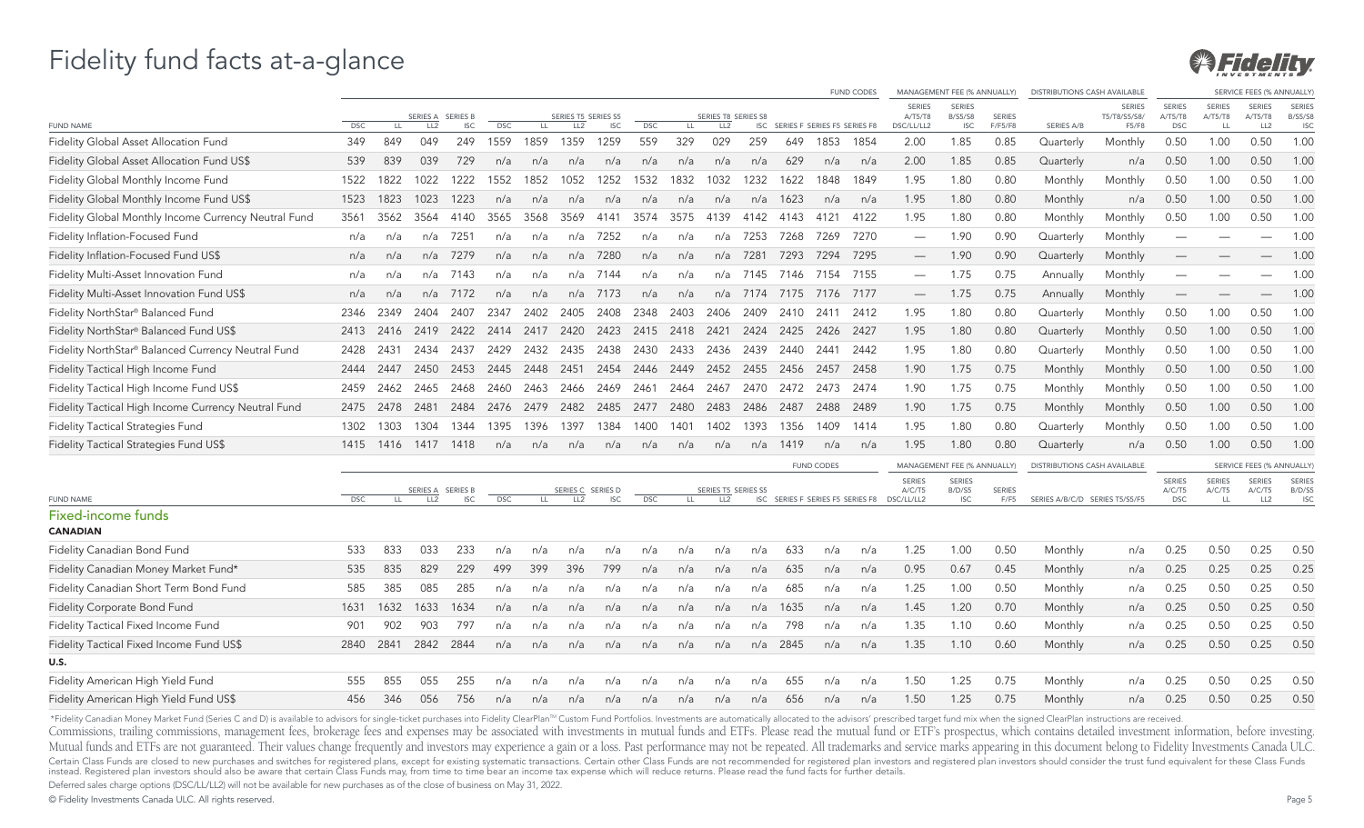# Fidelity fund facts at-a-glance

| | FUND CODES | | | | | | | | | | | | | | | | MANAGEMENT FEE (% ANNUALLY) | | | DISTRIBUTIONS CASH AVAILABLE | | SERVICE FEES (% ANNUALLY) | | | |
|---|---|---|---|---|---|---|---|---|---|---|---|---|---|---|---|---|---|---|---|---|---|---|---|---|---|
| FUND NAME | DSC | LL | SERIES A LL2 | SERIES B ISC | DSC | LL | SERIES T5 LL2 | SERIES S5 ISC | DSC | LL | SERIES T8 LL2 | SERIES S8 ISC | SERIES F | SERIES F5 | SERIES F8 | SERIES A/T5/T8 DSC/LL/LL2 | SERIES B/S5/S8 ISC | SERIES F/F5/F8 | SERIES A/B | SERIES T5/T8/S5/S8/F5/F8 | SERIES A/T5/T8 DSC | SERIES A/T5/T8 LL | SERIES A/T5/T8 LL2 | SERIES B/S5/S8 ISC |
| Fidelity Global Asset Allocation Fund | 349 | 849 | 049 | 249 | 1559 | 1859 | 1359 | 1259 | 559 | 329 | 029 | 259 | 649 | 1853 | 1854 | 2.00 | 1.85 | 0.85 | Quarterly | Monthly | 0.50 | 1.00 | 0.50 | 1.00 |
| Fidelity Global Asset Allocation Fund US$ | 539 | 839 | 039 | 729 | n/a | n/a | n/a | n/a | n/a | n/a | n/a | n/a | 629 | n/a | n/a | 2.00 | 1.85 | 0.85 | Quarterly | n/a | 0.50 | 1.00 | 0.50 | 1.00 |
| Fidelity Global Monthly Income Fund | 1522 | 1822 | 1022 | 1222 | 1552 | 1852 | 1052 | 1252 | 1532 | 1832 | 1032 | 1232 | 1622 | 1848 | 1849 | 1.95 | 1.80 | 0.80 | Monthly | Monthly | 0.50 | 1.00 | 0.50 | 1.00 |
| Fidelity Global Monthly Income Fund US$ | 1523 | 1823 | 1023 | 1223 | n/a | n/a | n/a | n/a | n/a | n/a | n/a | n/a | 1623 | n/a | n/a | 1.95 | 1.80 | 0.80 | Monthly | n/a | 0.50 | 1.00 | 0.50 | 1.00 |
| Fidelity Global Monthly Income Currency Neutral Fund | 3561 | 3562 | 3564 | 4140 | 3565 | 3568 | 3569 | 4141 | 3574 | 3575 | 4139 | 4142 | 4143 | 4121 | 4122 | 1.95 | 1.80 | 0.80 | Monthly | Monthly | 0.50 | 1.00 | 0.50 | 1.00 |
| Fidelity Inflation-Focused Fund | n/a | n/a | n/a | 7251 | n/a | n/a | n/a | 7252 | n/a | n/a | n/a | 7253 | 7268 | 7269 | 7270 | — | 1.90 | 0.90 | Quarterly | Monthly | — | — | — | 1.00 |
| Fidelity Inflation-Focused Fund US$ | n/a | n/a | n/a | 7279 | n/a | n/a | n/a | 7280 | n/a | n/a | n/a | 7281 | 7293 | 7294 | 7295 | — | 1.90 | 0.90 | Quarterly | Monthly | — | — | — | 1.00 |
| Fidelity Multi-Asset Innovation Fund | n/a | n/a | n/a | 7143 | n/a | n/a | n/a | 7144 | n/a | n/a | n/a | 7145 | 7146 | 7154 | 7155 | — | 1.75 | 0.75 | Annually | Monthly | — | — | — | 1.00 |
| Fidelity Multi-Asset Innovation Fund US$ | n/a | n/a | n/a | 7172 | n/a | n/a | n/a | 7173 | n/a | n/a | n/a | 7174 | 7175 | 7176 | 7177 | — | 1.75 | 0.75 | Annually | Monthly | — | — | — | 1.00 |
| Fidelity NorthStar® Balanced Fund | 2346 | 2349 | 2404 | 2407 | 2347 | 2402 | 2405 | 2408 | 2348 | 2403 | 2406 | 2409 | 2410 | 2411 | 2412 | 1.95 | 1.80 | 0.80 | Quarterly | Monthly | 0.50 | 1.00 | 0.50 | 1.00 |
| Fidelity NorthStar® Balanced Fund US$ | 2413 | 2416 | 2419 | 2422 | 2414 | 2417 | 2420 | 2423 | 2415 | 2418 | 2421 | 2424 | 2425 | 2426 | 2427 | 1.95 | 1.80 | 0.80 | Quarterly | Monthly | 0.50 | 1.00 | 0.50 | 1.00 |
| Fidelity NorthStar® Balanced Currency Neutral Fund | 2428 | 2431 | 2434 | 2437 | 2429 | 2432 | 2435 | 2438 | 2430 | 2433 | 2436 | 2439 | 2440 | 2441 | 2442 | 1.95 | 1.80 | 0.80 | Quarterly | Monthly | 0.50 | 1.00 | 0.50 | 1.00 |
| Fidelity Tactical High Income Fund | 2444 | 2447 | 2450 | 2453 | 2445 | 2448 | 2451 | 2454 | 2446 | 2449 | 2452 | 2455 | 2456 | 2457 | 2458 | 1.90 | 1.75 | 0.75 | Monthly | Monthly | 0.50 | 1.00 | 0.50 | 1.00 |
| Fidelity Tactical High Income Fund US$ | 2459 | 2462 | 2465 | 2468 | 2460 | 2463 | 2466 | 2469 | 2461 | 2464 | 2467 | 2470 | 2472 | 2473 | 2474 | 1.90 | 1.75 | 0.75 | Monthly | Monthly | 0.50 | 1.00 | 0.50 | 1.00 |
| Fidelity Tactical High Income Currency Neutral Fund | 2475 | 2478 | 2481 | 2484 | 2476 | 2479 | 2482 | 2485 | 2477 | 2480 | 2483 | 2486 | 2487 | 2488 | 2489 | 1.90 | 1.75 | 0.75 | Monthly | Monthly | 0.50 | 1.00 | 0.50 | 1.00 |
| Fidelity Tactical Strategies Fund | 1302 | 1303 | 1304 | 1344 | 1395 | 1396 | 1397 | 1384 | 1400 | 1401 | 1402 | 1393 | 1356 | 1409 | 1414 | 1.95 | 1.80 | 0.80 | Quarterly | Monthly | 0.50 | 1.00 | 0.50 | 1.00 |
| Fidelity Tactical Strategies Fund US$ | 1415 | 1416 | 1417 | 1418 | n/a | n/a | n/a | n/a | n/a | n/a | n/a | n/a | 1419 | n/a | n/a | 1.95 | 1.80 | 0.80 | Quarterly | n/a | 0.50 | 1.00 | 0.50 | 1.00 |

| | FUND CODES | | | | | | | | | | | | | | | | MANAGEMENT FEE (% ANNUALLY) | | | DISTRIBUTIONS CASH AVAILABLE | | SERVICE FEES (% ANNUALLY) | | | |
|---|---|---|---|---|---|---|---|---|---|---|---|---|---|---|---|---|---|---|---|---|---|---|---|---|---|
| FUND NAME | DSC | LL | SERIES A LL2 | SERIES B ISC | DSC | LL | SERIES C LL2 | SERIES D ISC | DSC | LL | SERIES T5 LL2 | SERIES S5 ISC | SERIES F | SERIES F5 | SERIES F8 | SERIES A/C/T5 DSC/LL/LL2 | SERIES B/D/S5 ISC | SERIES F/F5 | SERIES A/B/C/D | SERIES T5/S5/F5 | SERIES A/C/T5 DSC | SERIES A/C/T5 LL | SERIES A/C/T5 LL2 | SERIES B/D/S5 ISC |
| **Fixed-income funds** | | | | | | | | | | | | | | | | | | | | | | | | |
| **CANADIAN** | | | | | | | | | | | | | | | | | | | | | | | | |
| Fidelity Canadian Bond Fund | 533 | 833 | 033 | 233 | n/a | n/a | n/a | n/a | n/a | n/a | n/a | n/a | 633 | n/a | n/a | 1.25 | 1.00 | 0.50 | Monthly | n/a | 0.25 | 0.50 | 0.25 | 0.50 |
| Fidelity Canadian Money Market Fund* | 535 | 835 | 829 | 229 | 499 | 399 | 396 | 799 | n/a | n/a | n/a | n/a | 635 | n/a | n/a | 0.95 | 0.67 | 0.45 | Monthly | n/a | 0.25 | 0.25 | 0.25 | 0.25 |
| Fidelity Canadian Short Term Bond Fund | 585 | 385 | 085 | 285 | n/a | n/a | n/a | n/a | n/a | n/a | n/a | n/a | 685 | n/a | n/a | 1.25 | 1.00 | 0.50 | Monthly | n/a | 0.25 | 0.50 | 0.25 | 0.50 |
| Fidelity Corporate Bond Fund | 1631 | 1632 | 1633 | 1634 | n/a | n/a | n/a | n/a | n/a | n/a | n/a | n/a | 1635 | n/a | n/a | 1.45 | 1.20 | 0.70 | Monthly | n/a | 0.25 | 0.50 | 0.25 | 0.50 |
| Fidelity Tactical Fixed Income Fund | 901 | 902 | 903 | 797 | n/a | n/a | n/a | n/a | n/a | n/a | n/a | n/a | 798 | n/a | n/a | 1.35 | 1.10 | 0.60 | Monthly | n/a | 0.25 | 0.50 | 0.25 | 0.50 |
| Fidelity Tactical Fixed Income Fund US$ | 2840 | 2841 | 2842 | 2844 | n/a | n/a | n/a | n/a | n/a | n/a | n/a | n/a | 2845 | n/a | n/a | 1.35 | 1.10 | 0.60 | Monthly | n/a | 0.25 | 0.50 | 0.25 | 0.50 |
| **U.S.** | | | | | | | | | | | | | | | | | | | | | | | | |
| Fidelity American High Yield Fund | 555 | 855 | 055 | 255 | n/a | n/a | n/a | n/a | n/a | n/a | n/a | n/a | 655 | n/a | n/a | 1.50 | 1.25 | 0.75 | Monthly | n/a | 0.25 | 0.50 | 0.25 | 0.50 |
| Fidelity American High Yield Fund US$ | 456 | 346 | 056 | 756 | n/a | n/a | n/a | n/a | n/a | n/a | n/a | n/a | 656 | n/a | n/a | 1.50 | 1.25 | 0.75 | Monthly | n/a | 0.25 | 0.50 | 0.25 | 0.50 |

*Fidelity Canadian Money Market Fund (Series C and D) is available to advisors for single-ticket purchases into Fidelity ClearPlan™ Custom Fund Portfolios. Investments are automatically allocated to the advisors' prescribed target fund mix when the signed ClearPlan instructions are received.

Commissions, trailing commissions, management fees, brokerage fees and expenses may be associated with investments in mutual funds and ETFs. Please read the mutual fund or ETF's prospectus, which contains detailed investment information, before investing. Mutual funds and ETFs are not guaranteed. Their values change frequently and investors may experience a gain or a loss. Past performance may not be repeated. All trademarks and service marks appearing in this document belong to Fidelity Investments Canada ULC.

Certain Class Funds are closed to new purchases and switches for registered plans, except for existing systematic transactions. Certain other Class Funds are not recommended for registered plan investors and registered plan investors should consider the trust fund equivalent for these Class Funds instead. Registered plan investors should also be aware that certain Class Funds may, from time to time bear an income tax expense which will reduce returns. Please read the fund facts for further details.

Deferred sales charge options (DSC/LL/LL2) will not be available for new purchases as of the close of business on May 31, 2022.

© Fidelity Investments Canada ULC. All rights reserved.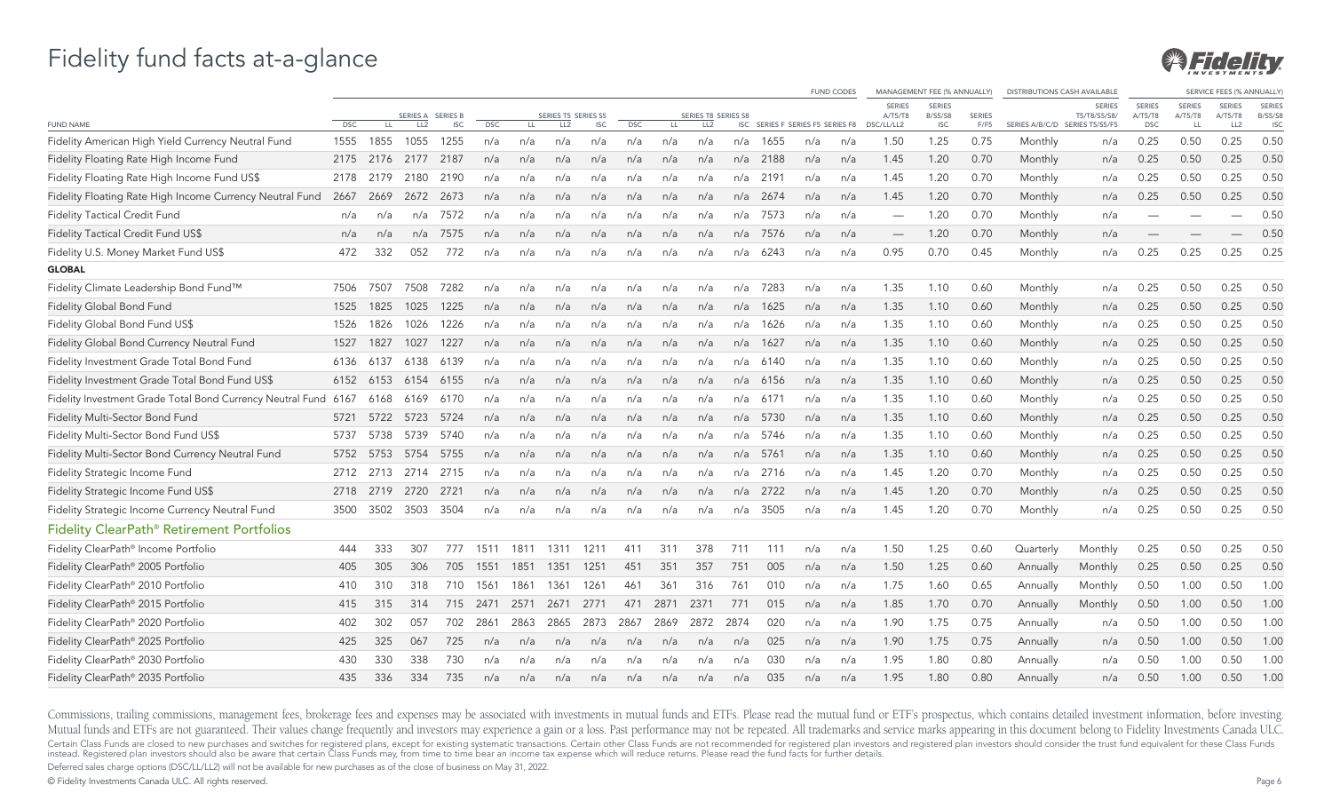# Fidelity fund facts at-a-glance

| | FUND CODES | | | | | | | | | | | | | | | | MANAGEMENT FEE (% ANNUALLY) | | | DISTRIBUTIONS CASH AVAILABLE | | SERVICE FEES (% ANNUALLY) | | | |
|---|---|---|---|---|---|---|---|---|---|---|---|---|---|---|---|---|---|---|---|---|---|---|---|---|---|
| FUND NAME | SERIES A DSC | SERIES A LL | SERIES A LL2 | SERIES B ISC | SERIES T5 DSC | SERIES T5 LL | SERIES T5 LL2 | SERIES S5 ISC | SERIES T8 DSC | SERIES T8 LL | SERIES T8 LL2 | SERIES S8 ISC | SERIES F | SERIES F5 | SERIES F8 | SERIES A/T5/T8 DSC/LL/LL2 | SERIES B/S5/S8 ISC | SERIES F/F5 | SERIES A/B/C/D | SERIES T5/T8/S5/S8/ SERIES T5/S5/F5 | SERIES A/T5/T8 DSC | SERIES A/T5/T8 LL | SERIES A/T5/T8 LL2 | SERIES B/S5/S8 ISC |
| Fidelity American High Yield Currency Neutral Fund | 1555 | 1855 | 1055 | 1255 | n/a | n/a | n/a | n/a | n/a | n/a | n/a | n/a | 1655 | n/a | n/a | 1.50 | 1.25 | 0.75 | Monthly | n/a | 0.25 | 0.50 | 0.25 | 0.50 |
| Fidelity Floating Rate High Income Fund | 2175 | 2176 | 2177 | 2187 | n/a | n/a | n/a | n/a | n/a | n/a | n/a | n/a | 2188 | n/a | n/a | 1.45 | 1.20 | 0.70 | Monthly | n/a | 0.25 | 0.50 | 0.25 | 0.50 |
| Fidelity Floating Rate High Income Fund US$ | 2178 | 2179 | 2180 | 2190 | n/a | n/a | n/a | n/a | n/a | n/a | n/a | n/a | 2191 | n/a | n/a | 1.45 | 1.20 | 0.70 | Monthly | n/a | 0.25 | 0.50 | 0.25 | 0.50 |
| Fidelity Floating Rate High Income Currency Neutral Fund | 2667 | 2669 | 2672 | 2673 | n/a | n/a | n/a | n/a | n/a | n/a | n/a | n/a | 2674 | n/a | n/a | 1.45 | 1.20 | 0.70 | Monthly | n/a | 0.25 | 0.50 | 0.25 | 0.50 |
| Fidelity Tactical Credit Fund | n/a | n/a | n/a | 7572 | n/a | n/a | n/a | n/a | n/a | n/a | n/a | n/a | 7573 | n/a | n/a | — | 1.20 | 0.70 | Monthly | n/a | — | — | — | 0.50 |
| Fidelity Tactical Credit Fund US$ | n/a | n/a | n/a | 7575 | n/a | n/a | n/a | n/a | n/a | n/a | n/a | n/a | 7576 | n/a | n/a | — | 1.20 | 0.70 | Monthly | n/a | — | — | — | 0.50 |
| Fidelity U.S. Money Market Fund US$ | 472 | 332 | 052 | 772 | n/a | n/a | n/a | n/a | n/a | n/a | n/a | n/a | 6243 | n/a | n/a | 0.95 | 0.70 | 0.45 | Monthly | n/a | 0.25 | 0.25 | 0.25 | 0.25 |
| **GLOBAL** | | | | | | | | | | | | | | | | | | | | | | | | |
| Fidelity Climate Leadership Bond Fund™ | 7506 | 7507 | 7508 | 7282 | n/a | n/a | n/a | n/a | n/a | n/a | n/a | n/a | 7283 | n/a | n/a | 1.35 | 1.10 | 0.60 | Monthly | n/a | 0.25 | 0.50 | 0.25 | 0.50 |
| Fidelity Global Bond Fund | 1525 | 1825 | 1025 | 1225 | n/a | n/a | n/a | n/a | n/a | n/a | n/a | n/a | 1625 | n/a | n/a | 1.35 | 1.10 | 0.60 | Monthly | n/a | 0.25 | 0.50 | 0.25 | 0.50 |
| Fidelity Global Bond Fund US$ | 1526 | 1826 | 1026 | 1226 | n/a | n/a | n/a | n/a | n/a | n/a | n/a | n/a | 1626 | n/a | n/a | 1.35 | 1.10 | 0.60 | Monthly | n/a | 0.25 | 0.50 | 0.25 | 0.50 |
| Fidelity Global Bond Currency Neutral Fund | 1527 | 1827 | 1027 | 1227 | n/a | n/a | n/a | n/a | n/a | n/a | n/a | n/a | 1627 | n/a | n/a | 1.35 | 1.10 | 0.60 | Monthly | n/a | 0.25 | 0.50 | 0.25 | 0.50 |
| Fidelity Investment Grade Total Bond Fund | 6136 | 6137 | 6138 | 6139 | n/a | n/a | n/a | n/a | n/a | n/a | n/a | n/a | 6140 | n/a | n/a | 1.35 | 1.10 | 0.60 | Monthly | n/a | 0.25 | 0.50 | 0.25 | 0.50 |
| Fidelity Investment Grade Total Bond Fund US$ | 6152 | 6153 | 6154 | 6155 | n/a | n/a | n/a | n/a | n/a | n/a | n/a | n/a | 6156 | n/a | n/a | 1.35 | 1.10 | 0.60 | Monthly | n/a | 0.25 | 0.50 | 0.25 | 0.50 |
| Fidelity Investment Grade Total Bond Currency Neutral Fund | 6167 | 6168 | 6169 | 6170 | n/a | n/a | n/a | n/a | n/a | n/a | n/a | n/a | 6171 | n/a | n/a | 1.35 | 1.10 | 0.60 | Monthly | n/a | 0.25 | 0.50 | 0.25 | 0.50 |
| Fidelity Multi-Sector Bond Fund | 5721 | 5722 | 5723 | 5724 | n/a | n/a | n/a | n/a | n/a | n/a | n/a | n/a | 5730 | n/a | n/a | 1.35 | 1.10 | 0.60 | Monthly | n/a | 0.25 | 0.50 | 0.25 | 0.50 |
| Fidelity Multi-Sector Bond Fund US$ | 5737 | 5738 | 5739 | 5740 | n/a | n/a | n/a | n/a | n/a | n/a | n/a | n/a | 5746 | n/a | n/a | 1.35 | 1.10 | 0.60 | Monthly | n/a | 0.25 | 0.50 | 0.25 | 0.50 |
| Fidelity Multi-Sector Bond Currency Neutral Fund | 5752 | 5753 | 5754 | 5755 | n/a | n/a | n/a | n/a | n/a | n/a | n/a | n/a | 5761 | n/a | n/a | 1.35 | 1.10 | 0.60 | Monthly | n/a | 0.25 | 0.50 | 0.25 | 0.50 |
| Fidelity Strategic Income Fund | 2712 | 2713 | 2714 | 2715 | n/a | n/a | n/a | n/a | n/a | n/a | n/a | n/a | 2716 | n/a | n/a | 1.45 | 1.20 | 0.70 | Monthly | n/a | 0.25 | 0.50 | 0.25 | 0.50 |
| Fidelity Strategic Income Fund US$ | 2718 | 2719 | 2720 | 2721 | n/a | n/a | n/a | n/a | n/a | n/a | n/a | n/a | 2722 | n/a | n/a | 1.45 | 1.20 | 0.70 | Monthly | n/a | 0.25 | 0.50 | 0.25 | 0.50 |
| Fidelity Strategic Income Currency Neutral Fund | 3500 | 3502 | 3503 | 3504 | n/a | n/a | n/a | n/a | n/a | n/a | n/a | n/a | 3505 | n/a | n/a | 1.45 | 1.20 | 0.70 | Monthly | n/a | 0.25 | 0.50 | 0.25 | 0.50 |
| **Fidelity ClearPath® Retirement Portfolios** | | | | | | | | | | | | | | | | | | | | | | | | |
| Fidelity ClearPath® Income Portfolio | 444 | 333 | 307 | 777 | 1511 | 1811 | 1311 | 1211 | 411 | 311 | 378 | 711 | 111 | n/a | n/a | 1.50 | 1.25 | 0.60 | Quarterly | Monthly | 0.25 | 0.50 | 0.25 | 0.50 |
| Fidelity ClearPath® 2005 Portfolio | 405 | 305 | 306 | 705 | 1551 | 1851 | 1351 | 1251 | 451 | 351 | 357 | 751 | 005 | n/a | n/a | 1.50 | 1.25 | 0.60 | Annually | Monthly | 0.25 | 0.50 | 0.25 | 0.50 |
| Fidelity ClearPath® 2010 Portfolio | 410 | 310 | 318 | 710 | 1561 | 1861 | 1361 | 1261 | 461 | 361 | 316 | 761 | 010 | n/a | n/a | 1.75 | 1.60 | 0.65 | Annually | Monthly | 0.50 | 1.00 | 0.50 | 1.00 |
| Fidelity ClearPath® 2015 Portfolio | 415 | 315 | 314 | 715 | 2471 | 2571 | 2671 | 2771 | 471 | 2871 | 2371 | 771 | 015 | n/a | n/a | 1.85 | 1.70 | 0.70 | Annually | Monthly | 0.50 | 1.00 | 0.50 | 1.00 |
| Fidelity ClearPath® 2020 Portfolio | 402 | 302 | 057 | 702 | 2861 | 2863 | 2865 | 2873 | 2867 | 2869 | 2872 | 2874 | 020 | n/a | n/a | 1.90 | 1.75 | 0.75 | Annually | n/a | 0.50 | 1.00 | 0.50 | 1.00 |
| Fidelity ClearPath® 2025 Portfolio | 425 | 325 | 067 | 725 | n/a | n/a | n/a | n/a | n/a | n/a | n/a | n/a | 025 | n/a | n/a | 1.90 | 1.75 | 0.75 | Annually | n/a | 0.50 | 1.00 | 0.50 | 1.00 |
| Fidelity ClearPath® 2030 Portfolio | 430 | 330 | 338 | 730 | n/a | n/a | n/a | n/a | n/a | n/a | n/a | n/a | 030 | n/a | n/a | 1.95 | 1.80 | 0.80 | Annually | n/a | 0.50 | 1.00 | 0.50 | 1.00 |
| Fidelity ClearPath® 2035 Portfolio | 435 | 336 | 334 | 735 | n/a | n/a | n/a | n/a | n/a | n/a | n/a | n/a | 035 | n/a | n/a | 1.95 | 1.80 | 0.80 | Annually | n/a | 0.50 | 1.00 | 0.50 | 1.00 |

Commissions, trailing commissions, management fees, brokerage fees and expenses may be associated with investments in mutual funds and ETFs. Please read the mutual fund or ETF's prospectus, which contains detailed investment information, before investing. Mutual funds and ETFs are not guaranteed. Their values change frequently and investors may experience a gain or a loss. Past performance may not be repeated. All trademarks and service marks appearing in this document belong to Fidelity Investments Canada ULC.

Certain Class Funds are closed to new purchases and switches for registered plans, except for existing systematic transactions. Certain other Class Funds are not recommended for registered plan investors and registered plan investors should consider the trust fund equivalent for these Class Funds instead. Registered plan investors should also be aware that certain Class Funds may, from time to time bear an income tax expense which will reduce returns. Please read the fund facts for further details.

Deferred sales charge options (DSC/LL/LL2) will not be available for new purchases as of the close of business on May 31, 2022.

© Fidelity Investments Canada ULC. All rights reserved.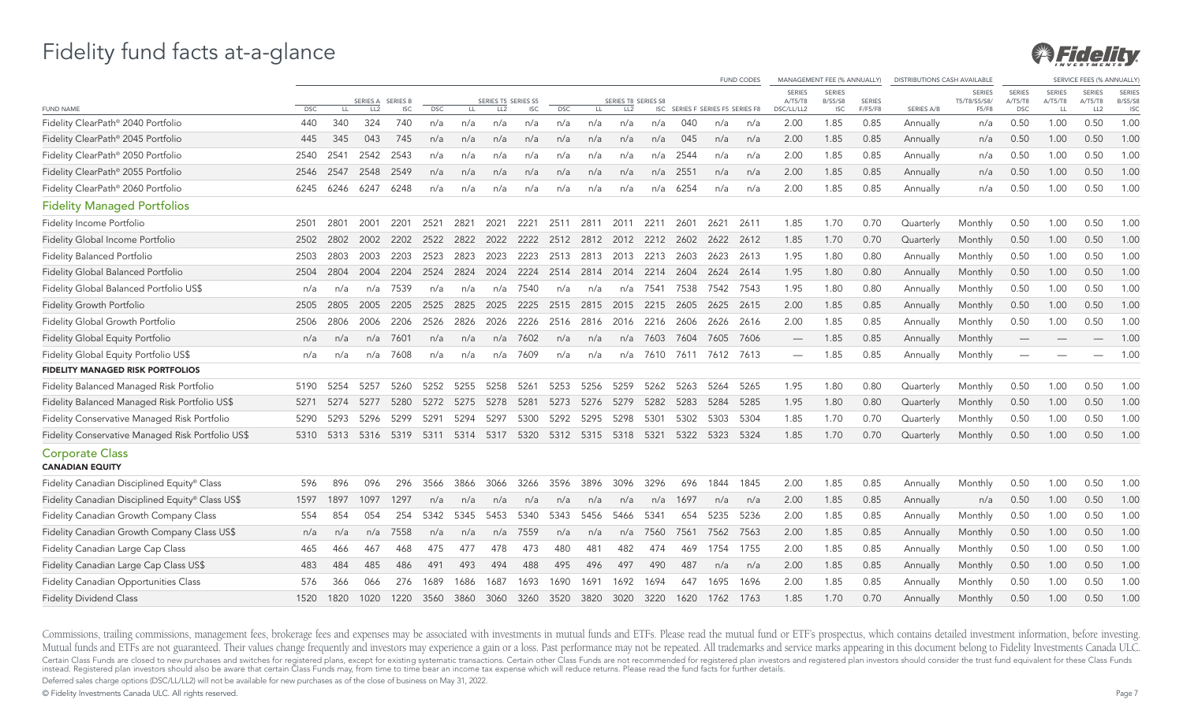# Fidelity fund facts at-a-glance

| | FUND CODES | | | | | | | | | | | | | | | MANAGEMENT FEE (% ANNUALLY) | | | DISTRIBUTIONS CASH AVAILABLE | | SERVICE FEES (% ANNUALLY) | | | |
|---|---|---|---|---|---|---|---|---|---|---|---|---|---|---|---|---|---|---|---|---|---|---|---|---|
| FUND NAME | DSC | LL | SERIES A LL2 | SERIES B ISC | DSC | LL | SERIES T5 LL2 | SERIES S5 ISC | DSC | LL | SERIES T8 LL2 | SERIES S8 ISC | SERIES F | SERIES F5 | SERIES F8 | SERIES A/T5/T8 DSC/LL/LL2 | SERIES B/S5/S8 ISC | SERIES F/F5/F8 | SERIES A/B | SERIES T5/T8/S5/S8/F5/F8 | SERIES A/T5/T8 DSC | SERIES A/T5/T8 LL | SERIES A/T5/T8 LL2 | SERIES B/S5/S8 ISC |
| Fidelity ClearPath® 2040 Portfolio | 440 | 340 | 324 | 740 | n/a | n/a | n/a | n/a | n/a | n/a | n/a | n/a | 040 | n/a | n/a | 2.00 | 1.85 | 0.85 | Annually | n/a | 0.50 | 1.00 | 0.50 | 1.00 |
| Fidelity ClearPath® 2045 Portfolio | 445 | 345 | 043 | 745 | n/a | n/a | n/a | n/a | n/a | n/a | n/a | n/a | 045 | n/a | n/a | 2.00 | 1.85 | 0.85 | Annually | n/a | 0.50 | 1.00 | 0.50 | 1.00 |
| Fidelity ClearPath® 2050 Portfolio | 2540 | 2541 | 2542 | 2543 | n/a | n/a | n/a | n/a | n/a | n/a | n/a | n/a | 2544 | n/a | n/a | 2.00 | 1.85 | 0.85 | Annually | n/a | 0.50 | 1.00 | 0.50 | 1.00 |
| Fidelity ClearPath® 2055 Portfolio | 2546 | 2547 | 2548 | 2549 | n/a | n/a | n/a | n/a | n/a | n/a | n/a | n/a | 2551 | n/a | n/a | 2.00 | 1.85 | 0.85 | Annually | n/a | 0.50 | 1.00 | 0.50 | 1.00 |
| Fidelity ClearPath® 2060 Portfolio | 6245 | 6246 | 6247 | 6248 | n/a | n/a | n/a | n/a | n/a | n/a | n/a | n/a | 6254 | n/a | n/a | 2.00 | 1.85 | 0.85 | Annually | n/a | 0.50 | 1.00 | 0.50 | 1.00 |
| **Fidelity Managed Portfolios** | | | | | | | | | | | | | | | | | | | | | | | | |
| Fidelity Income Portfolio | 2501 | 2801 | 2001 | 2201 | 2521 | 2821 | 2021 | 2221 | 2511 | 2811 | 2011 | 2211 | 2601 | 2621 | 2611 | 1.85 | 1.70 | 0.70 | Quarterly | Monthly | 0.50 | 1.00 | 0.50 | 1.00 |
| Fidelity Global Income Portfolio | 2502 | 2802 | 2002 | 2202 | 2522 | 2822 | 2022 | 2222 | 2512 | 2812 | 2012 | 2212 | 2602 | 2622 | 2612 | 1.85 | 1.70 | 0.70 | Quarterly | Monthly | 0.50 | 1.00 | 0.50 | 1.00 |
| Fidelity Balanced Portfolio | 2503 | 2803 | 2003 | 2203 | 2523 | 2823 | 2023 | 2223 | 2513 | 2813 | 2013 | 2213 | 2603 | 2623 | 2613 | 1.95 | 1.80 | 0.80 | Annually | Monthly | 0.50 | 1.00 | 0.50 | 1.00 |
| Fidelity Global Balanced Portfolio | 2504 | 2804 | 2004 | 2204 | 2524 | 2824 | 2024 | 2224 | 2514 | 2814 | 2014 | 2214 | 2604 | 2624 | 2614 | 1.95 | 1.80 | 0.80 | Annually | Monthly | 0.50 | 1.00 | 0.50 | 1.00 |
| Fidelity Global Balanced Portfolio US$ | n/a | n/a | n/a | 7539 | n/a | n/a | n/a | 7540 | n/a | n/a | n/a | 7541 | 7538 | 7542 | 7543 | 1.95 | 1.80 | 0.80 | Annually | Monthly | 0.50 | 1.00 | 0.50 | 1.00 |
| Fidelity Growth Portfolio | 2505 | 2805 | 2005 | 2205 | 2525 | 2825 | 2025 | 2225 | 2515 | 2815 | 2015 | 2215 | 2605 | 2625 | 2615 | 2.00 | 1.85 | 0.85 | Annually | Monthly | 0.50 | 1.00 | 0.50 | 1.00 |
| Fidelity Global Growth Portfolio | 2506 | 2806 | 2006 | 2206 | 2526 | 2826 | 2026 | 2226 | 2516 | 2816 | 2016 | 2216 | 2606 | 2626 | 2616 | 2.00 | 1.85 | 0.85 | Annually | Monthly | 0.50 | 1.00 | 0.50 | 1.00 |
| Fidelity Global Equity Portfolio | n/a | n/a | n/a | 7601 | n/a | n/a | n/a | 7602 | n/a | n/a | n/a | 7603 | 7604 | 7605 | 7606 | — | 1.85 | 0.85 | Annually | Monthly | — | — | — | 1.00 |
| Fidelity Global Equity Portfolio US$ | n/a | n/a | n/a | 7608 | n/a | n/a | n/a | 7609 | n/a | n/a | n/a | 7610 | 7611 | 7612 | 7613 | — | 1.85 | 0.85 | Annually | Monthly | — | — | — | 1.00 |
| **FIDELITY MANAGED RISK PORTFOLIOS** | | | | | | | | | | | | | | | | | | | | | | | | |
| Fidelity Balanced Managed Risk Portfolio | 5190 | 5254 | 5257 | 5260 | 5252 | 5255 | 5258 | 5261 | 5253 | 5256 | 5259 | 5262 | 5263 | 5264 | 5265 | 1.95 | 1.80 | 0.80 | Quarterly | Monthly | 0.50 | 1.00 | 0.50 | 1.00 |
| Fidelity Balanced Managed Risk Portfolio US$ | 5271 | 5274 | 5277 | 5280 | 5272 | 5275 | 5278 | 5281 | 5273 | 5276 | 5279 | 5282 | 5283 | 5284 | 5285 | 1.95 | 1.80 | 0.80 | Quarterly | Monthly | 0.50 | 1.00 | 0.50 | 1.00 |
| Fidelity Conservative Managed Risk Portfolio | 5290 | 5293 | 5296 | 5299 | 5291 | 5294 | 5297 | 5300 | 5292 | 5295 | 5298 | 5301 | 5302 | 5303 | 5304 | 1.85 | 1.70 | 0.70 | Quarterly | Monthly | 0.50 | 1.00 | 0.50 | 1.00 |
| Fidelity Conservative Managed Risk Portfolio US$ | 5310 | 5313 | 5316 | 5319 | 5311 | 5314 | 5317 | 5320 | 5312 | 5315 | 5318 | 5321 | 5322 | 5323 | 5324 | 1.85 | 1.70 | 0.70 | Quarterly | Monthly | 0.50 | 1.00 | 0.50 | 1.00 |
| **Corporate Class** | | | | | | | | | | | | | | | | | | | | | | | | |
| **CANADIAN EQUITY** | | | | | | | | | | | | | | | | | | | | | | | | |
| Fidelity Canadian Disciplined Equity® Class | 596 | 896 | 096 | 296 | 3566 | 3866 | 3066 | 3266 | 3596 | 3896 | 3096 | 3296 | 696 | 1844 | 1845 | 2.00 | 1.85 | 0.85 | Annually | Monthly | 0.50 | 1.00 | 0.50 | 1.00 |
| Fidelity Canadian Disciplined Equity® Class US$ | 1597 | 1897 | 1097 | 1297 | n/a | n/a | n/a | n/a | n/a | n/a | n/a | n/a | 1697 | n/a | n/a | 2.00 | 1.85 | 0.85 | Annually | n/a | 0.50 | 1.00 | 0.50 | 1.00 |
| Fidelity Canadian Growth Company Class | 554 | 854 | 054 | 254 | 5342 | 5345 | 5453 | 5340 | 5343 | 5456 | 5466 | 5341 | 654 | 5235 | 5236 | 2.00 | 1.85 | 0.85 | Annually | Monthly | 0.50 | 1.00 | 0.50 | 1.00 |
| Fidelity Canadian Growth Company Class US$ | n/a | n/a | n/a | 7558 | n/a | n/a | n/a | 7559 | n/a | n/a | n/a | 7560 | 7561 | 7562 | 7563 | 2.00 | 1.85 | 0.85 | Annually | Monthly | 0.50 | 1.00 | 0.50 | 1.00 |
| Fidelity Canadian Large Cap Class | 465 | 466 | 467 | 468 | 475 | 477 | 478 | 473 | 480 | 481 | 482 | 474 | 469 | 1754 | 1755 | 2.00 | 1.85 | 0.85 | Annually | Monthly | 0.50 | 1.00 | 0.50 | 1.00 |
| Fidelity Canadian Large Cap Class US$ | 483 | 484 | 485 | 486 | 491 | 493 | 494 | 488 | 495 | 496 | 497 | 490 | 487 | n/a | n/a | 2.00 | 1.85 | 0.85 | Annually | Monthly | 0.50 | 1.00 | 0.50 | 1.00 |
| Fidelity Canadian Opportunities Class | 576 | 366 | 066 | 276 | 1689 | 1686 | 1687 | 1693 | 1690 | 1691 | 1692 | 1694 | 647 | 1695 | 1696 | 2.00 | 1.85 | 0.85 | Annually | Monthly | 0.50 | 1.00 | 0.50 | 1.00 |
| Fidelity Dividend Class | 1520 | 1820 | 1020 | 1220 | 3560 | 3860 | 3060 | 3260 | 3520 | 3820 | 3020 | 3220 | 1620 | 1762 | 1763 | 1.85 | 1.70 | 0.70 | Annually | Monthly | 0.50 | 1.00 | 0.50 | 1.00 |

Commissions, trailing commissions, management fees, brokerage fees and expenses may be associated with investments in mutual funds and ETFs. Please read the mutual fund or ETF's prospectus, which contains detailed investment information, before investing. Mutual funds and ETFs are not guaranteed. Their values change frequently and investors may experience a gain or a loss. Past performance may not be repeated. All trademarks and service marks appearing in this document belong to Fidelity Investments Canada ULC.

Certain Class Funds are closed to new purchases and switches for registered plans, except for existing systematic transactions. Certain other Class Funds are not recommended for registered plan investors and registered plan investors should consider the trust fund equivalent for these Class Funds instead. Registered plan investors should also be aware that certain Class Funds may, from time to time bear an income tax expense which will reduce returns. Please read the fund facts for further details.

Deferred sales charge options (DSC/LL/LL2) will not be available for new purchases as of the close of business on May 31, 2022.

© Fidelity Investments Canada ULC. All rights reserved.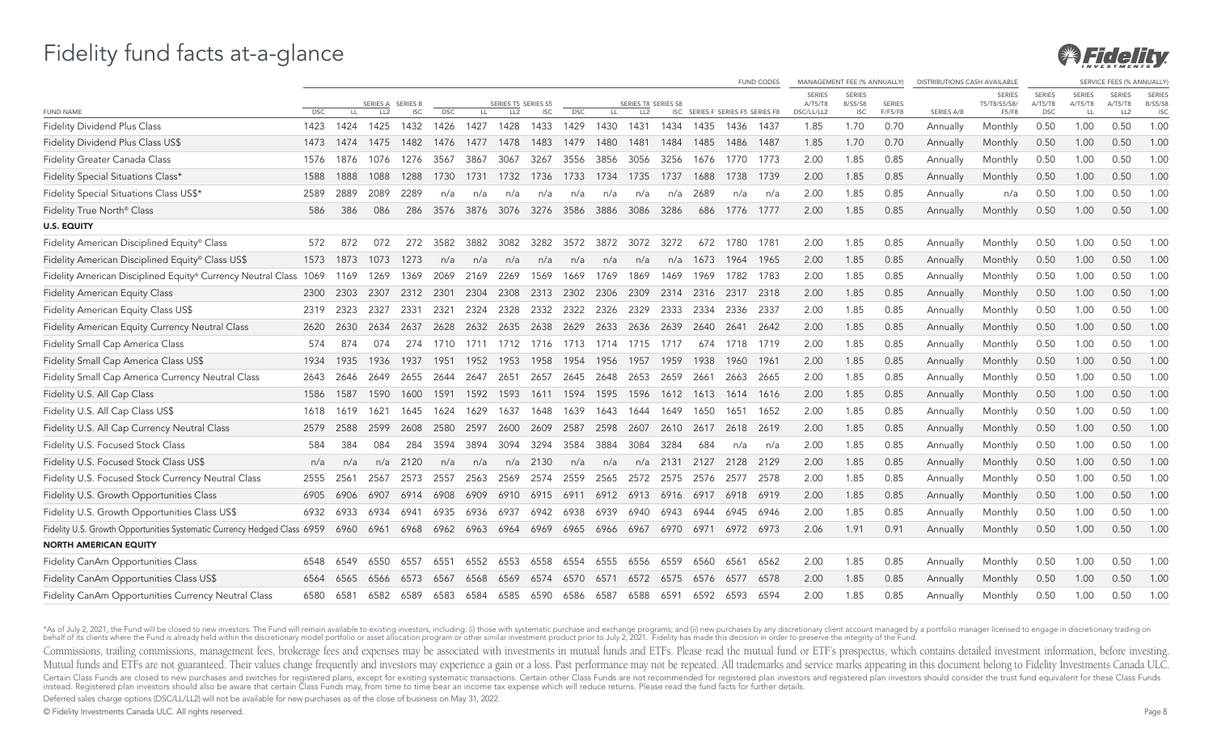# Fidelity fund facts at-a-glance

| FUND NAME | FUND CODES | | | | | | | | | | | | | | | MANAGEMENT FEE (% ANNUALLY) | | | DISTRIBUTIONS CASH AVAILABLE | | SERVICE FEES (% ANNUALLY) | | | |
|---|---|---|---|---|---|---|---|---|---|---|---|---|---|---|---|---|---|---|---|---|---|---|---|---|
| | DSC | LL | SERIES A LL2 | SERIES B ISC | DSC | LL | SERIES T5 LL2 | SERIES S5 ISC | DSC | LL | SERIES T8 LL2 | SERIES S8 ISC | SERIES F | SERIES F5 | SERIES F8 | SERIES A/T5/T8 DSC/LL/LL2 | SERIES B/S5/S8 ISC | SERIES F/F5/F8 | SERIES A/B | SERIES T5/T8/S5/S8/ F5/F8 | SERIES A/T5/T8 DSC | SERIES A/T5/T8 LL | SERIES A/T5/T8 LL2 | SERIES B/S5/S8 ISC |
| Fidelity Dividend Plus Class | 1423 | 1424 | 1425 | 1432 | 1426 | 1427 | 1428 | 1433 | 1429 | 1430 | 1431 | 1434 | 1435 | 1436 | 1437 | 1.85 | 1.70 | 0.70 | Annually | Monthly | 0.50 | 1.00 | 0.50 | 1.00 |
| Fidelity Dividend Plus Class US$ | 1473 | 1474 | 1475 | 1482 | 1476 | 1477 | 1478 | 1483 | 1479 | 1480 | 1481 | 1484 | 1485 | 1486 | 1487 | 1.85 | 1.70 | 0.70 | Annually | Monthly | 0.50 | 1.00 | 0.50 | 1.00 |
| Fidelity Greater Canada Class | 1576 | 1876 | 1076 | 1276 | 3567 | 3867 | 3067 | 3267 | 3556 | 3856 | 3056 | 3256 | 1676 | 1770 | 1773 | 2.00 | 1.85 | 0.85 | Annually | Monthly | 0.50 | 1.00 | 0.50 | 1.00 |
| Fidelity Special Situations Class* | 1588 | 1888 | 1088 | 1288 | 1730 | 1731 | 1732 | 1736 | 1733 | 1734 | 1735 | 1737 | 1688 | 1738 | 1739 | 2.00 | 1.85 | 0.85 | Annually | Monthly | 0.50 | 1.00 | 0.50 | 1.00 |
| Fidelity Special Situations Class US$* | 2589 | 2889 | 2089 | 2289 | n/a | n/a | n/a | n/a | n/a | n/a | n/a | n/a | 2689 | n/a | n/a | 2.00 | 1.85 | 0.85 | Annually | n/a | 0.50 | 1.00 | 0.50 | 1.00 |
| Fidelity True North® Class | 586 | 386 | 086 | 286 | 3576 | 3876 | 3076 | 3276 | 3586 | 3886 | 3086 | 3286 | 686 | 1776 | 1777 | 2.00 | 1.85 | 0.85 | Annually | Monthly | 0.50 | 1.00 | 0.50 | 1.00 |
| **U.S. EQUITY** | | | | | | | | | | | | | | | | | | | | | | | | |
| Fidelity American Disciplined Equity® Class | 572 | 872 | 072 | 272 | 3582 | 3882 | 3082 | 3282 | 3572 | 3872 | 3072 | 3272 | 672 | 1780 | 1781 | 2.00 | 1.85 | 0.85 | Annually | Monthly | 0.50 | 1.00 | 0.50 | 1.00 |
| Fidelity American Disciplined Equity® Class US$ | 1573 | 1873 | 1073 | 1273 | n/a | n/a | n/a | n/a | n/a | n/a | n/a | n/a | 1673 | 1964 | 1965 | 2.00 | 1.85 | 0.85 | Annually | Monthly | 0.50 | 1.00 | 0.50 | 1.00 |
| Fidelity American Disciplined Equity® Currency Neutral Class | 1069 | 1169 | 1269 | 1369 | 2069 | 2169 | 2269 | 1569 | 1669 | 1769 | 1869 | 1469 | 1969 | 1782 | 1783 | 2.00 | 1.85 | 0.85 | Annually | Monthly | 0.50 | 1.00 | 0.50 | 1.00 |
| Fidelity American Equity Class | 2300 | 2303 | 2307 | 2312 | 2301 | 2304 | 2308 | 2313 | 2302 | 2306 | 2309 | 2314 | 2316 | 2317 | 2318 | 2.00 | 1.85 | 0.85 | Annually | Monthly | 0.50 | 1.00 | 0.50 | 1.00 |
| Fidelity American Equity Class US$ | 2319 | 2323 | 2327 | 2331 | 2321 | 2324 | 2328 | 2332 | 2322 | 2326 | 2329 | 2333 | 2334 | 2336 | 2337 | 2.00 | 1.85 | 0.85 | Annually | Monthly | 0.50 | 1.00 | 0.50 | 1.00 |
| Fidelity American Equity Currency Neutral Class | 2620 | 2630 | 2634 | 2637 | 2628 | 2632 | 2635 | 2638 | 2629 | 2633 | 2636 | 2639 | 2640 | 2641 | 2642 | 2.00 | 1.85 | 0.85 | Annually | Monthly | 0.50 | 1.00 | 0.50 | 1.00 |
| Fidelity Small Cap America Class | 574 | 874 | 074 | 274 | 1710 | 1711 | 1712 | 1716 | 1713 | 1714 | 1715 | 1717 | 674 | 1718 | 1719 | 2.00 | 1.85 | 0.85 | Annually | Monthly | 0.50 | 1.00 | 0.50 | 1.00 |
| Fidelity Small Cap America Class US$ | 1934 | 1935 | 1936 | 1937 | 1951 | 1952 | 1953 | 1958 | 1954 | 1956 | 1957 | 1959 | 1938 | 1960 | 1961 | 2.00 | 1.85 | 0.85 | Annually | Monthly | 0.50 | 1.00 | 0.50 | 1.00 |
| Fidelity Small Cap America Currency Neutral Class | 2643 | 2646 | 2649 | 2655 | 2644 | 2647 | 2651 | 2657 | 2645 | 2648 | 2653 | 2659 | 2661 | 2663 | 2665 | 2.00 | 1.85 | 0.85 | Annually | Monthly | 0.50 | 1.00 | 0.50 | 1.00 |
| Fidelity U.S. All Cap Class | 1586 | 1587 | 1590 | 1600 | 1591 | 1592 | 1593 | 1611 | 1594 | 1595 | 1596 | 1612 | 1613 | 1614 | 1616 | 2.00 | 1.85 | 0.85 | Annually | Monthly | 0.50 | 1.00 | 0.50 | 1.00 |
| Fidelity U.S. All Cap Class US$ | 1618 | 1619 | 1621 | 1645 | 1624 | 1629 | 1637 | 1648 | 1639 | 1643 | 1644 | 1649 | 1650 | 1651 | 1652 | 2.00 | 1.85 | 0.85 | Annually | Monthly | 0.50 | 1.00 | 0.50 | 1.00 |
| Fidelity U.S. All Cap Currency Neutral Class | 2579 | 2588 | 2599 | 2608 | 2580 | 2597 | 2600 | 2609 | 2587 | 2598 | 2607 | 2610 | 2617 | 2618 | 2619 | 2.00 | 1.85 | 0.85 | Annually | Monthly | 0.50 | 1.00 | 0.50 | 1.00 |
| Fidelity U.S. Focused Stock Class | 584 | 384 | 084 | 284 | 3594 | 3894 | 3094 | 3294 | 3584 | 3884 | 3084 | 3284 | 684 | n/a | n/a | 2.00 | 1.85 | 0.85 | Annually | Monthly | 0.50 | 1.00 | 0.50 | 1.00 |
| Fidelity U.S. Focused Stock Class US$ | n/a | n/a | n/a | 2120 | n/a | n/a | n/a | 2130 | n/a | n/a | n/a | 2131 | 2127 | 2128 | 2129 | 2.00 | 1.85 | 0.85 | Annually | Monthly | 0.50 | 1.00 | 0.50 | 1.00 |
| Fidelity U.S. Focused Stock Currency Neutral Class | 2555 | 2561 | 2567 | 2573 | 2557 | 2563 | 2569 | 2574 | 2559 | 2565 | 2572 | 2575 | 2576 | 2577 | 2578 | 2.00 | 1.85 | 0.85 | Annually | Monthly | 0.50 | 1.00 | 0.50 | 1.00 |
| Fidelity U.S. Growth Opportunities Class | 6905 | 6906 | 6907 | 6914 | 6908 | 6909 | 6910 | 6915 | 6911 | 6912 | 6913 | 6916 | 6917 | 6918 | 6919 | 2.00 | 1.85 | 0.85 | Annually | Monthly | 0.50 | 1.00 | 0.50 | 1.00 |
| Fidelity U.S. Growth Opportunities Class US$ | 6932 | 6933 | 6934 | 6941 | 6935 | 6936 | 6937 | 6942 | 6938 | 6939 | 6940 | 6943 | 6944 | 6945 | 6946 | 2.00 | 1.85 | 0.85 | Annually | Monthly | 0.50 | 1.00 | 0.50 | 1.00 |
| Fidelity U.S. Growth Opportunities Systematic Currency Hedged Class | 6959 | 6960 | 6961 | 6968 | 6962 | 6963 | 6964 | 6969 | 6965 | 6966 | 6967 | 6970 | 6971 | 6972 | 6973 | 2.06 | 1.91 | 0.91 | Annually | Monthly | 0.50 | 1.00 | 0.50 | 1.00 |
| **NORTH AMERICAN EQUITY** | | | | | | | | | | | | | | | | | | | | | | | | |
| Fidelity CanAm Opportunities Class | 6548 | 6549 | 6550 | 6557 | 6551 | 6552 | 6553 | 6558 | 6554 | 6555 | 6556 | 6559 | 6560 | 6561 | 6562 | 2.00 | 1.85 | 0.85 | Annually | Monthly | 0.50 | 1.00 | 0.50 | 1.00 |
| Fidelity CanAm Opportunities Class US$ | 6564 | 6565 | 6566 | 6573 | 6567 | 6568 | 6569 | 6574 | 6570 | 6571 | 6572 | 6575 | 6576 | 6577 | 6578 | 2.00 | 1.85 | 0.85 | Annually | Monthly | 0.50 | 1.00 | 0.50 | 1.00 |
| Fidelity CanAm Opportunities Currency Neutral Class | 6580 | 6581 | 6582 | 6589 | 6583 | 6584 | 6585 | 6590 | 6586 | 6587 | 6588 | 6591 | 6592 | 6593 | 6594 | 2.00 | 1.85 | 0.85 | Annually | Monthly | 0.50 | 1.00 | 0.50 | 1.00 |

*As of July 2, 2021, the Fund will be closed to new investors. The Fund will remain available to existing investors, including: (i) those with systematic purchase and exchange programs; and (ii) new purchases by any discretionary client account managed by a portfolio manager licensed to engage in discretionary trading on behalf of its clients where the Fund is already held within the discretionary model portfolio or asset allocation program or other similar investment product prior to July 2, 2021. Fidelity has made this decision in order to preserve the integrity of the Fund.

Commissions, trailing commissions, management fees, brokerage fees and expenses may be associated with investments in mutual funds and ETFs. Please read the mutual fund or ETF's prospectus, which contains detailed investment information, before investing. Mutual funds and ETFs are not guaranteed. Their values change frequently and investors may experience a gain or a loss. Past performance may not be repeated. All trademarks and service marks appearing in this document belong to Fidelity Investments Canada ULC.

Certain Class Funds are closed to new purchases and switches for registered plans, except for existing systematic transactions. Certain other Class Funds are not recommended for registered plan investors and registered plan investors should consider the trust fund equivalent for these Class Funds instead. Registered plan investors should also be aware that certain Class Funds may, from time to time bear an income tax expense which will reduce returns. Please read the fund facts for further details.

Deferred sales charge options (DSC/LL/LL2) will not be available for new purchases as of the close of business on May 31, 2022.

© Fidelity Investments Canada ULC. All rights reserved.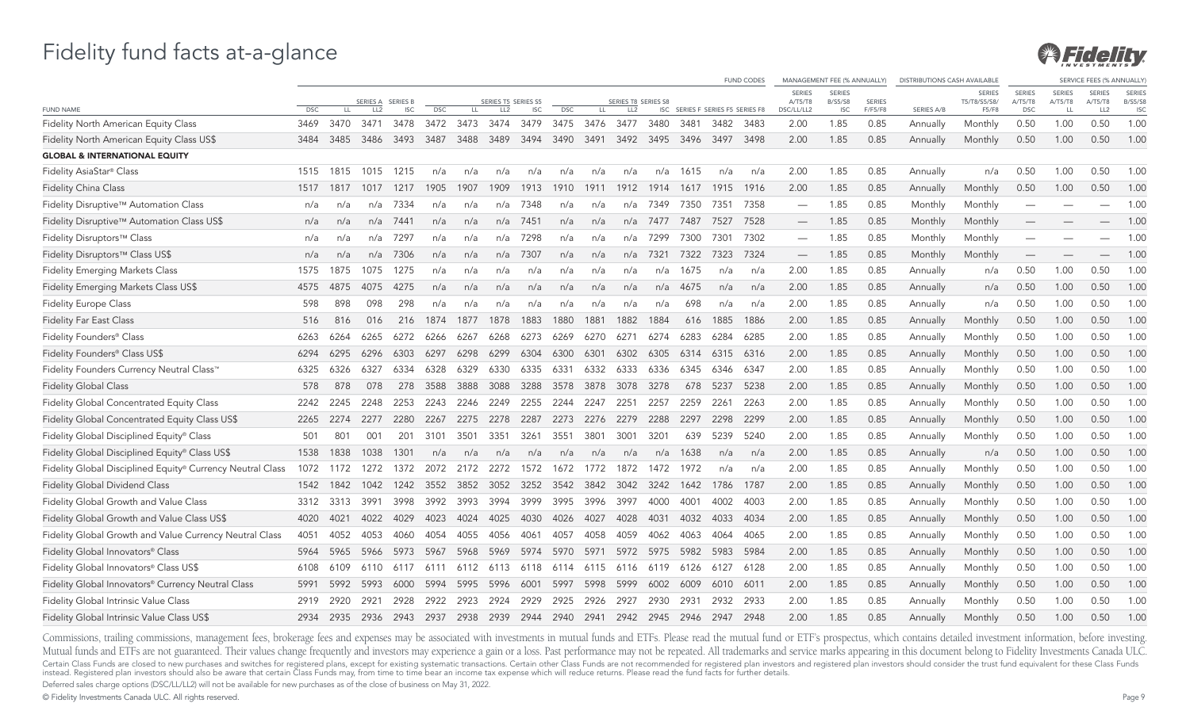# Fidelity fund facts at-a-glance

| FUND NAME | FUND CODES | | | | | | | | | | | | | | | | MANAGEMENT FEE (% ANNUALLY) | | | DISTRIBUTIONS CASH AVAILABLE | | SERVICE FEES (% ANNUALLY) | | | |
|---|---|---|---|---|---|---|---|---|---|---|---|---|---|---|---|---|---|---|---|---|---|---|---|---|---|
| | SERIES A | | | SERIES B | SERIES T5 | | | SERIES S5 | SERIES T8 | | | SERIES S8 | SERIES F | SERIES F5 | SERIES F8 | | SERIES A/T5/T8 | SERIES B/S5/S8 | SERIES F/F5/F8 | SERIES A/B | SERIES T5/T8/S5/S8/F5/F8 | SERIES A/T5/T8 | SERIES A/T5/T8 | SERIES A/T5/T8 | SERIES B/S5/S8 |
| | DSC | LL | LL2 | ISC | DSC | LL | LL2 | ISC | DSC | LL | LL2 | ISC | | | | | DSC/LL/LL2 | ISC | | | | DSC | LL | LL2 | ISC |
| Fidelity North American Equity Class | 3469 | 3470 | 3471 | 3478 | 3472 | 3473 | 3474 | 3479 | 3475 | 3476 | 3477 | 3480 | 3481 | 3482 | 3483 | | 2.00 | 1.85 | 0.85 | Annually | Monthly | 0.50 | 1.00 | 0.50 | 1.00 |
| Fidelity North American Equity Class US$ | 3484 | 3485 | 3486 | 3493 | 3487 | 3488 | 3489 | 3494 | 3490 | 3491 | 3492 | 3495 | 3496 | 3497 | 3498 | | 2.00 | 1.85 | 0.85 | Annually | Monthly | 0.50 | 1.00 | 0.50 | 1.00 |
| **GLOBAL & INTERNATIONAL EQUITY** | | | | | | | | | | | | | | | | | | | | | | | | | |
| Fidelity AsiaStar® Class | 1515 | 1815 | 1015 | 1215 | n/a | n/a | n/a | n/a | n/a | n/a | n/a | n/a | 1615 | n/a | n/a | | 2.00 | 1.85 | 0.85 | Annually | n/a | 0.50 | 1.00 | 0.50 | 1.00 |
| Fidelity China Class | 1517 | 1817 | 1017 | 1217 | 1905 | 1907 | 1909 | 1913 | 1910 | 1911 | 1912 | 1914 | 1617 | 1915 | 1916 | | 2.00 | 1.85 | 0.85 | Annually | Monthly | 0.50 | 1.00 | 0.50 | 1.00 |
| Fidelity Disruptive™ Automation Class | n/a | n/a | n/a | 7334 | n/a | n/a | n/a | 7348 | n/a | n/a | n/a | 7349 | 7350 | 7351 | 7358 | | — | 1.85 | 0.85 | Monthly | Monthly | — | — | — | 1.00 |
| Fidelity Disruptive™ Automation Class US$ | n/a | n/a | n/a | 7441 | n/a | n/a | n/a | 7451 | n/a | n/a | n/a | 7477 | 7487 | 7527 | 7528 | | — | 1.85 | 0.85 | Monthly | Monthly | — | — | — | 1.00 |
| Fidelity Disruptors™ Class | n/a | n/a | n/a | 7297 | n/a | n/a | n/a | 7298 | n/a | n/a | n/a | 7299 | 7300 | 7301 | 7302 | | — | 1.85 | 0.85 | Monthly | Monthly | — | — | — | 1.00 |
| Fidelity Disruptors™ Class US$ | n/a | n/a | n/a | 7306 | n/a | n/a | n/a | 7307 | n/a | n/a | n/a | 7321 | 7322 | 7323 | 7324 | | — | 1.85 | 0.85 | Monthly | Monthly | — | — | — | 1.00 |
| Fidelity Emerging Markets Class | 1575 | 1875 | 1075 | 1275 | n/a | n/a | n/a | n/a | n/a | n/a | n/a | n/a | 1675 | n/a | n/a | | 2.00 | 1.85 | 0.85 | Annually | n/a | 0.50 | 1.00 | 0.50 | 1.00 |
| Fidelity Emerging Markets Class US$ | 4575 | 4875 | 4075 | 4275 | n/a | n/a | n/a | n/a | n/a | n/a | n/a | n/a | 4675 | n/a | n/a | | 2.00 | 1.85 | 0.85 | Annually | n/a | 0.50 | 1.00 | 0.50 | 1.00 |
| Fidelity Europe Class | 598 | 898 | 098 | 298 | n/a | n/a | n/a | n/a | n/a | n/a | n/a | n/a | 698 | n/a | n/a | | 2.00 | 1.85 | 0.85 | Annually | n/a | 0.50 | 1.00 | 0.50 | 1.00 |
| Fidelity Far East Class | 516 | 816 | 016 | 216 | 1874 | 1877 | 1878 | 1883 | 1880 | 1881 | 1882 | 1884 | 616 | 1885 | 1886 | | 2.00 | 1.85 | 0.85 | Annually | Monthly | 0.50 | 1.00 | 0.50 | 1.00 |
| Fidelity Founders® Class | 6263 | 6264 | 6265 | 6272 | 6266 | 6267 | 6268 | 6273 | 6269 | 6270 | 6271 | 6274 | 6283 | 6284 | 6285 | | 2.00 | 1.85 | 0.85 | Annually | Monthly | 0.50 | 1.00 | 0.50 | 1.00 |
| Fidelity Founders® Class US$ | 6294 | 6295 | 6296 | 6303 | 6297 | 6298 | 6299 | 6304 | 6300 | 6301 | 6302 | 6305 | 6314 | 6315 | 6316 | | 2.00 | 1.85 | 0.85 | Annually | Monthly | 0.50 | 1.00 | 0.50 | 1.00 |
| Fidelity Founders Currency Neutral Class™ | 6325 | 6326 | 6327 | 6334 | 6328 | 6329 | 6330 | 6335 | 6331 | 6332 | 6333 | 6336 | 6345 | 6346 | 6347 | | 2.00 | 1.85 | 0.85 | Annually | Monthly | 0.50 | 1.00 | 0.50 | 1.00 |
| Fidelity Global Class | 578 | 878 | 078 | 278 | 3588 | 3888 | 3088 | 3288 | 3578 | 3878 | 3078 | 3278 | 678 | 5237 | 5238 | | 2.00 | 1.85 | 0.85 | Annually | Monthly | 0.50 | 1.00 | 0.50 | 1.00 |
| Fidelity Global Concentrated Equity Class | 2242 | 2245 | 2248 | 2253 | 2243 | 2246 | 2249 | 2255 | 2244 | 2247 | 2251 | 2257 | 2259 | 2261 | 2263 | | 2.00 | 1.85 | 0.85 | Annually | Monthly | 0.50 | 1.00 | 0.50 | 1.00 |
| Fidelity Global Concentrated Equity Class US$ | 2265 | 2274 | 2277 | 2280 | 2267 | 2275 | 2278 | 2287 | 2273 | 2276 | 2279 | 2288 | 2297 | 2298 | 2299 | | 2.00 | 1.85 | 0.85 | Annually | Monthly | 0.50 | 1.00 | 0.50 | 1.00 |
| Fidelity Global Disciplined Equity® Class | 501 | 801 | 001 | 201 | 3101 | 3501 | 3351 | 3261 | 3551 | 3801 | 3001 | 3201 | 639 | 5239 | 5240 | | 2.00 | 1.85 | 0.85 | Annually | Monthly | 0.50 | 1.00 | 0.50 | 1.00 |
| Fidelity Global Disciplined Equity® Class US$ | 1538 | 1838 | 1038 | 1301 | n/a | n/a | n/a | n/a | n/a | n/a | n/a | n/a | 1638 | n/a | n/a | | 2.00 | 1.85 | 0.85 | Annually | n/a | 0.50 | 1.00 | 0.50 | 1.00 |
| Fidelity Global Disciplined Equity® Currency Neutral Class | 1072 | 1172 | 1272 | 1372 | 2072 | 2172 | 2272 | 1572 | 1672 | 1772 | 1872 | 1472 | 1972 | n/a | n/a | | 2.00 | 1.85 | 0.85 | Annually | Monthly | 0.50 | 1.00 | 0.50 | 1.00 |
| Fidelity Global Dividend Class | 1542 | 1842 | 1042 | 1242 | 3552 | 3852 | 3052 | 3252 | 3542 | 3842 | 3042 | 3242 | 1642 | 1786 | 1787 | | 2.00 | 1.85 | 0.85 | Annually | Monthly | 0.50 | 1.00 | 0.50 | 1.00 |
| Fidelity Global Growth and Value Class | 3312 | 3313 | 3991 | 3998 | 3992 | 3993 | 3994 | 3999 | 3995 | 3996 | 3997 | 4000 | 4001 | 4002 | 4003 | | 2.00 | 1.85 | 0.85 | Annually | Monthly | 0.50 | 1.00 | 0.50 | 1.00 |
| Fidelity Global Growth and Value Class US$ | 4020 | 4021 | 4022 | 4029 | 4023 | 4024 | 4025 | 4030 | 4026 | 4027 | 4028 | 4031 | 4032 | 4033 | 4034 | | 2.00 | 1.85 | 0.85 | Annually | Monthly | 0.50 | 1.00 | 0.50 | 1.00 |
| Fidelity Global Growth and Value Currency Neutral Class | 4051 | 4052 | 4053 | 4060 | 4054 | 4055 | 4056 | 4061 | 4057 | 4058 | 4059 | 4062 | 4063 | 4064 | 4065 | | 2.00 | 1.85 | 0.85 | Annually | Monthly | 0.50 | 1.00 | 0.50 | 1.00 |
| Fidelity Global Innovators® Class | 5964 | 5965 | 5966 | 5973 | 5967 | 5968 | 5969 | 5974 | 5970 | 5971 | 5972 | 5975 | 5982 | 5983 | 5984 | | 2.00 | 1.85 | 0.85 | Annually | Monthly | 0.50 | 1.00 | 0.50 | 1.00 |
| Fidelity Global Innovators® Class US$ | 6108 | 6109 | 6110 | 6117 | 6111 | 6112 | 6113 | 6118 | 6114 | 6115 | 6116 | 6119 | 6126 | 6127 | 6128 | | 2.00 | 1.85 | 0.85 | Annually | Monthly | 0.50 | 1.00 | 0.50 | 1.00 |
| Fidelity Global Innovators® Currency Neutral Class | 5991 | 5992 | 5993 | 6000 | 5994 | 5995 | 5996 | 6001 | 5997 | 5998 | 5999 | 6002 | 6009 | 6010 | 6011 | | 2.00 | 1.85 | 0.85 | Annually | Monthly | 0.50 | 1.00 | 0.50 | 1.00 |
| Fidelity Global Intrinsic Value Class | 2919 | 2920 | 2921 | 2928 | 2922 | 2923 | 2924 | 2929 | 2925 | 2926 | 2927 | 2930 | 2931 | 2932 | 2933 | | 2.00 | 1.85 | 0.85 | Annually | Monthly | 0.50 | 1.00 | 0.50 | 1.00 |
| Fidelity Global Intrinsic Value Class US$ | 2934 | 2935 | 2936 | 2943 | 2937 | 2938 | 2939 | 2944 | 2940 | 2941 | 2942 | 2945 | 2946 | 2947 | 2948 | | 2.00 | 1.85 | 0.85 | Annually | Monthly | 0.50 | 1.00 | 0.50 | 1.00 |

Commissions, trailing commissions, management fees, brokerage fees and expenses may be associated with investments in mutual funds and ETFs. Please read the mutual fund or ETF's prospectus, which contains detailed investment information, before investing. Mutual funds and ETFs are not guaranteed. Their values change frequently and investors may experience a gain or a loss. Past performance may not be repeated. All trademarks and service marks appearing in this document belong to Fidelity Investments Canada ULC.

Certain Class Funds are closed to new purchases and switches for registered plans, except for existing systematic transactions. Certain other Class Funds are not recommended for registered plan investors and registered plan investors should consider the trust fund equivalent for these Class Funds instead. Registered plan investors should also be aware that certain Class Funds may, from time to time bear an income tax expense which will reduce returns. Please read the fund facts for further details.

Deferred sales charge options (DSC/LL/LL2) will not be available for new purchases as of the close of business on May 31, 2022.

© Fidelity Investments Canada ULC. All rights reserved.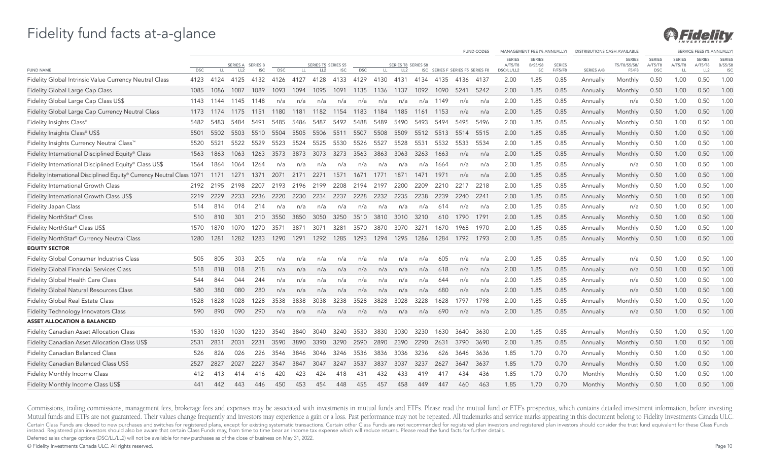# Fidelity fund facts at-a-glance

| FUND NAME | DSC | LL | SERIES A LL2 | SERIES B ISC | DSC | LL | SERIES T5 SERIES S5 LL2 | ISC | DSC | LL | SERIES T8 SERIES S8 LL2 | ISC | SERIES F | SERIES F5 | SERIES F8 | MANAGEMENT FEE (% ANNUALLY) SERIES A/T5/T8 DSC/LL/LL2 | SERIES B/S5/S8 ISC | SERIES F/F5/F8 | DISTRIBUTIONS CASH AVAILABLE SERIES A/B | SERIES T5/T8/S5/S8/ F5/F8 | SERVICE FEES (% ANNUALLY) SERIES A/T5/T8 DSC | SERIES A/T5/T8 LL | SERIES A/T5/T8 LL2 | SERIES B/S5/S8 ISC |
|---|---|---|---|---|---|---|---|---|---|---|---|---|---|---|---|---|---|---|---|---|---|---|---|---|
| Fidelity Global Intrinsic Value Currency Neutral Class | 4123 | 4124 | 4125 | 4132 | 4126 | 4127 | 4128 | 4133 | 4129 | 4130 | 4131 | 4134 | 4135 | 4136 | 4137 | 2.00 | 1.85 | 0.85 | Annually | Monthly | 0.50 | 1.00 | 0.50 | 1.00 |
| Fidelity Global Large Cap Class | 1085 | 1086 | 1087 | 1089 | 1093 | 1094 | 1095 | 1091 | 1135 | 1136 | 1137 | 1092 | 1090 | 5241 | 5242 | 2.00 | 1.85 | 0.85 | Annually | Monthly | 0.50 | 1.00 | 0.50 | 1.00 |
| Fidelity Global Large Cap Class US$ | 1143 | 1144 | 1145 | 1148 | n/a | n/a | n/a | n/a | n/a | n/a | n/a | n/a | 1149 | n/a | n/a | 2.00 | 1.85 | 0.85 | Annually | n/a | 0.50 | 1.00 | 0.50 | 1.00 |
| Fidelity Global Large Cap Currency Neutral Class | 1173 | 1174 | 1175 | 1151 | 1180 | 1181 | 1182 | 1154 | 1183 | 1184 | 1185 | 1161 | 1153 | n/a | n/a | 2.00 | 1.85 | 0.85 | Annually | Monthly | 0.50 | 1.00 | 0.50 | 1.00 |
| Fidelity Insights Class® | 5482 | 5483 | 5484 | 5491 | 5485 | 5486 | 5487 | 5492 | 5488 | 5489 | 5490 | 5493 | 5494 | 5495 | 5496 | 2.00 | 1.85 | 0.85 | Annually | Monthly | 0.50 | 1.00 | 0.50 | 1.00 |
| Fidelity Insights Class® US$ | 5501 | 5502 | 5503 | 5510 | 5504 | 5505 | 5506 | 5511 | 5507 | 5508 | 5509 | 5512 | 5513 | 5514 | 5515 | 2.00 | 1.85 | 0.85 | Annually | Monthly | 0.50 | 1.00 | 0.50 | 1.00 |
| Fidelity Insights Currency Neutral Class™ | 5520 | 5521 | 5522 | 5529 | 5523 | 5524 | 5525 | 5530 | 5526 | 5527 | 5528 | 5531 | 5532 | 5533 | 5534 | 2.00 | 1.85 | 0.85 | Annually | Monthly | 0.50 | 1.00 | 0.50 | 1.00 |
| Fidelity International Disciplined Equity® Class | 1563 | 1863 | 1063 | 1263 | 3573 | 3873 | 3073 | 3273 | 3563 | 3863 | 3063 | 3263 | 1663 | n/a | n/a | 2.00 | 1.85 | 0.85 | Annually | Monthly | 0.50 | 1.00 | 0.50 | 1.00 |
| Fidelity International Disciplined Equity® Class US$ | 1564 | 1864 | 1064 | 1264 | n/a | n/a | n/a | n/a | n/a | n/a | n/a | n/a | 1664 | n/a | n/a | 2.00 | 1.85 | 0.85 | Annually | n/a | 0.50 | 1.00 | 0.50 | 1.00 |
| Fidelity International Disciplined Equity® Currency Neutral Class | 1071 | 1171 | 1271 | 1371 | 2071 | 2171 | 2271 | 1571 | 1671 | 1771 | 1871 | 1471 | 1971 | n/a | n/a | 2.00 | 1.85 | 0.85 | Annually | Monthly | 0.50 | 1.00 | 0.50 | 1.00 |
| Fidelity International Growth Class | 2192 | 2195 | 2198 | 2207 | 2193 | 2196 | 2199 | 2208 | 2194 | 2197 | 2200 | 2209 | 2210 | 2217 | 2218 | 2.00 | 1.85 | 0.85 | Annually | Monthly | 0.50 | 1.00 | 0.50 | 1.00 |
| Fidelity International Growth Class US$ | 2219 | 2229 | 2233 | 2236 | 2220 | 2230 | 2234 | 2237 | 2228 | 2232 | 2235 | 2238 | 2239 | 2240 | 2241 | 2.00 | 1.85 | 0.85 | Annually | Monthly | 0.50 | 1.00 | 0.50 | 1.00 |
| Fidelity Japan Class | 514 | 814 | 014 | 214 | n/a | n/a | n/a | n/a | n/a | n/a | n/a | n/a | 614 | n/a | n/a | 2.00 | 1.85 | 0.85 | Annually | n/a | 0.50 | 1.00 | 0.50 | 1.00 |
| Fidelity NorthStar® Class | 510 | 810 | 301 | 210 | 3550 | 3850 | 3050 | 3250 | 3510 | 3810 | 3010 | 3210 | 610 | 1790 | 1791 | 2.00 | 1.85 | 0.85 | Annually | Monthly | 0.50 | 1.00 | 0.50 | 1.00 |
| Fidelity NorthStar® Class US$ | 1570 | 1870 | 1070 | 1270 | 3571 | 3871 | 3071 | 3281 | 3570 | 3870 | 3070 | 3271 | 1670 | 1968 | 1970 | 2.00 | 1.85 | 0.85 | Annually | Monthly | 0.50 | 1.00 | 0.50 | 1.00 |
| Fidelity NorthStar® Currency Neutral Class | 1280 | 1281 | 1282 | 1283 | 1290 | 1291 | 1292 | 1285 | 1293 | 1294 | 1295 | 1286 | 1284 | 1792 | 1793 | 2.00 | 1.85 | 0.85 | Annually | Monthly | 0.50 | 1.00 | 0.50 | 1.00 |
| **EQUITY SECTOR** | | | | | | | | | | | | | | | | | | | | | | | | |
| Fidelity Global Consumer Industries Class | 505 | 805 | 303 | 205 | n/a | n/a | n/a | n/a | n/a | n/a | n/a | n/a | 605 | n/a | n/a | 2.00 | 1.85 | 0.85 | Annually | n/a | 0.50 | 1.00 | 0.50 | 1.00 |
| Fidelity Global Financial Services Class | 518 | 818 | 018 | 218 | n/a | n/a | n/a | n/a | n/a | n/a | n/a | n/a | 618 | n/a | n/a | 2.00 | 1.85 | 0.85 | Annually | n/a | 0.50 | 1.00 | 0.50 | 1.00 |
| Fidelity Global Health Care Class | 544 | 844 | 044 | 244 | n/a | n/a | n/a | n/a | n/a | n/a | n/a | n/a | 644 | n/a | n/a | 2.00 | 1.85 | 0.85 | Annually | n/a | 0.50 | 1.00 | 0.50 | 1.00 |
| Fidelity Global Natural Resources Class | 580 | 380 | 080 | 280 | n/a | n/a | n/a | n/a | n/a | n/a | n/a | n/a | 680 | n/a | n/a | 2.00 | 1.85 | 0.85 | Annually | n/a | 0.50 | 1.00 | 0.50 | 1.00 |
| Fidelity Global Real Estate Class | 1528 | 1828 | 1028 | 1228 | 3538 | 3838 | 3038 | 3238 | 3528 | 3828 | 3028 | 3228 | 1628 | 1797 | 1798 | 2.00 | 1.85 | 0.85 | Annually | Monthly | 0.50 | 1.00 | 0.50 | 1.00 |
| Fidelity Technology Innovators Class | 590 | 890 | 090 | 290 | n/a | n/a | n/a | n/a | n/a | n/a | n/a | n/a | 690 | n/a | n/a | 2.00 | 1.85 | 0.85 | Annually | n/a | 0.50 | 1.00 | 0.50 | 1.00 |
| **ASSET ALLOCATION & BALANCED** | | | | | | | | | | | | | | | | | | | | | | | | |
| Fidelity Canadian Asset Allocation Class | 1530 | 1830 | 1030 | 1230 | 3540 | 3840 | 3040 | 3240 | 3530 | 3830 | 3030 | 3230 | 1630 | 3640 | 3630 | 2.00 | 1.85 | 0.85 | Annually | Monthly | 0.50 | 1.00 | 0.50 | 1.00 |
| Fidelity Canadian Asset Allocation Class US$ | 2531 | 2831 | 2031 | 2231 | 3590 | 3890 | 3390 | 3290 | 2590 | 2890 | 2390 | 2290 | 2631 | 3790 | 3690 | 2.00 | 1.85 | 0.85 | Annually | Monthly | 0.50 | 1.00 | 0.50 | 1.00 |
| Fidelity Canadian Balanced Class | 526 | 826 | 026 | 226 | 3546 | 3846 | 3046 | 3246 | 3536 | 3836 | 3036 | 3236 | 626 | 3646 | 3636 | 1.85 | 1.70 | 0.70 | Annually | Monthly | 0.50 | 1.00 | 0.50 | 1.00 |
| Fidelity Canadian Balanced Class US$ | 2527 | 2827 | 2027 | 2227 | 3547 | 3847 | 3047 | 3247 | 3537 | 3837 | 3037 | 3237 | 2627 | 3647 | 3637 | 1.85 | 1.70 | 0.70 | Annually | Monthly | 0.50 | 1.00 | 0.50 | 1.00 |
| Fidelity Monthly Income Class | 412 | 413 | 414 | 416 | 420 | 423 | 424 | 418 | 431 | 432 | 433 | 419 | 417 | 434 | 436 | 1.85 | 1.70 | 0.70 | Monthly | Monthly | 0.50 | 1.00 | 0.50 | 1.00 |
| Fidelity Monthly Income Class US$ | 441 | 442 | 443 | 446 | 450 | 453 | 454 | 448 | 455 | 457 | 458 | 449 | 447 | 460 | 463 | 1.85 | 1.70 | 0.70 | Monthly | Monthly | 0.50 | 1.00 | 0.50 | 1.00 |

Commissions, trailing commissions, management fees, brokerage fees and expenses may be associated with investments in mutual funds and ETFs. Please read the mutual fund or ETF's prospectus, which contains detailed investment information, before investing. Mutual funds and ETFs are not guaranteed. Their values change frequently and investors may experience a gain or a loss. Past performance may not be repeated. All trademarks and service marks appearing in this document belong to Fidelity Investments Canada ULC.

Certain Class Funds are closed to new purchases and switches for registered plans, except for existing systematic transactions. Certain other Class Funds are not recommended for registered plan investors and registered plan investors should consider the trust fund equivalent for these Class Funds instead. Registered plan investors should also be aware that certain Class Funds may, from time to time bear an income tax expense which will reduce returns. Please read the fund facts for further details.

Deferred sales charge options (DSC/LL/LL2) will not be available for new purchases as of the close of business on May 31, 2022.

© Fidelity Investments Canada ULC. All rights reserved.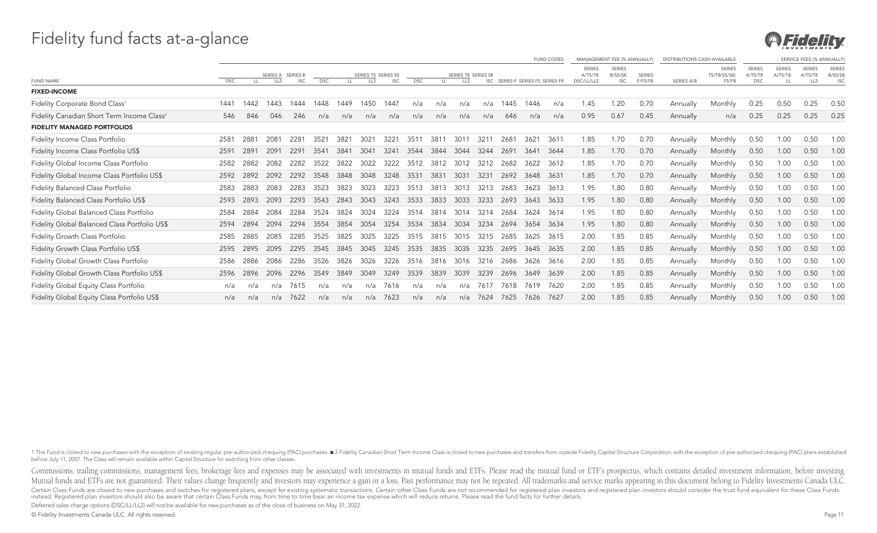# Fidelity fund facts at-a-glance

| | FUND CODES | | | | | | | | | | | | | | | | | MANAGEMENT FEE (% ANNUALLY) | | | DISTRIBUTIONS CASH AVAILABLE | | SERVICE FEES (% ANNUALLY) | | | |
|---|---|---|---|---|---|---|---|---|---|---|---|---|---|---|---|---|---|---|---|---|---|---|---|---|---|---|
| FUND NAME | DSC | LL | SERIES A LL2 | SERIES B ISC | DSC | LL | SERIES T5 LL2 | SERIES S5 ISC | DSC | LL | SERIES T8 LL2 | SERIES S8 ISC | SERIES F | SERIES F5 | SERIES F8 | SERIES A/T5/T8 DSC/LL/LL2 | SERIES B/S5/S8 ISC | SERIES F/F5/F8 | SERIES A/B | SERIES T5/T8/S5/S8/ F5/F8 | SERIES A/T5/T8 DSC | SERIES A/T5/T8 LL | SERIES A/T5/T8 LL2 | SERIES B/S5/S8 ISC |
| **FIXED-INCOME** | | | | | | | | | | | | | | | | | | | | | | | | |
| Fidelity Corporate Bond Class[1] | 1441 | 1442 | 1443 | 1444 | 1448 | 1449 | 1450 | 1447 | n/a | n/a | n/a | n/a | 1445 | 1446 | n/a | 1.45 | 1.20 | 0.70 | Annually | Monthly | 0.25 | 0.50 | 0.25 | 0.50 |
| Fidelity Canadian Short Term Income Class[2] | 546 | 846 | 046 | 246 | n/a | n/a | n/a | n/a | n/a | n/a | n/a | n/a | 646 | n/a | n/a | 0.95 | 0.67 | 0.45 | Annually | n/a | 0.25 | 0.25 | 0.25 | 0.25 |
| **FIDELITY MANAGED PORTFOLIOS** | | | | | | | | | | | | | | | | | | | | | | | | |
| Fidelity Income Class Portfolio | 2581 | 2881 | 2081 | 2281 | 3521 | 3821 | 3021 | 3221 | 3511 | 3811 | 3011 | 3211 | 2681 | 3621 | 3611 | 1.85 | 1.70 | 0.70 | Annually | Monthly | 0.50 | 1.00 | 0.50 | 1.00 |
| Fidelity Income Class Portfolio US$ | 2591 | 2891 | 2091 | 2291 | 3541 | 3841 | 3041 | 3241 | 3544 | 3844 | 3044 | 3244 | 2691 | 3641 | 3644 | 1.85 | 1.70 | 0.70 | Annually | Monthly | 0.50 | 1.00 | 0.50 | 1.00 |
| Fidelity Global Income Class Portfolio | 2582 | 2882 | 2082 | 2282 | 3522 | 3822 | 3022 | 3222 | 3512 | 3812 | 3012 | 3212 | 2682 | 3622 | 3612 | 1.85 | 1.70 | 0.70 | Annually | Monthly | 0.50 | 1.00 | 0.50 | 1.00 |
| Fidelity Global Income Class Portfolio US$ | 2592 | 2892 | 2092 | 2292 | 3548 | 3848 | 3048 | 3248 | 3531 | 3831 | 3031 | 3231 | 2692 | 3648 | 3631 | 1.85 | 1.70 | 0.70 | Annually | Monthly | 0.50 | 1.00 | 0.50 | 1.00 |
| Fidelity Balanced Class Portfolio | 2583 | 2883 | 2083 | 2283 | 3523 | 3823 | 3023 | 3223 | 3513 | 3813 | 3013 | 3213 | 2683 | 3623 | 3613 | 1.95 | 1.80 | 0.80 | Annually | Monthly | 0.50 | 1.00 | 0.50 | 1.00 |
| Fidelity Balanced Class Portfolio US$ | 2593 | 2893 | 2093 | 2293 | 3543 | 2843 | 3043 | 3243 | 3533 | 3833 | 3033 | 3233 | 2693 | 3643 | 3633 | 1.95 | 1.80 | 0.80 | Annually | Monthly | 0.50 | 1.00 | 0.50 | 1.00 |
| Fidelity Global Balanced Class Portfolio | 2584 | 2884 | 2084 | 2284 | 3524 | 3824 | 3024 | 3224 | 3514 | 3814 | 3014 | 3214 | 2684 | 3624 | 3614 | 1.95 | 1.80 | 0.80 | Annually | Monthly | 0.50 | 1.00 | 0.50 | 1.00 |
| Fidelity Global Balanced Class Portfolio US$ | 2594 | 2894 | 2094 | 2294 | 3554 | 3854 | 3054 | 3254 | 3534 | 3834 | 3034 | 3234 | 2694 | 3654 | 3634 | 1.95 | 1.80 | 0.80 | Annually | Monthly | 0.50 | 1.00 | 0.50 | 1.00 |
| Fidelity Growth Class Portfolio | 2585 | 2885 | 2085 | 2285 | 3525 | 3825 | 3025 | 3225 | 3515 | 3815 | 3015 | 3215 | 2685 | 3625 | 3615 | 2.00 | 1.85 | 0.85 | Annually | Monthly | 0.50 | 1.00 | 0.50 | 1.00 |
| Fidelity Growth Class Portfolio US$ | 2595 | 2895 | 2095 | 2295 | 3545 | 3845 | 3045 | 3245 | 3535 | 3835 | 3035 | 3235 | 2695 | 3645 | 3635 | 2.00 | 1.85 | 0.85 | Annually | Monthly | 0.50 | 1.00 | 0.50 | 1.00 |
| Fidelity Global Growth Class Portfolio | 2586 | 2886 | 2086 | 2286 | 3526 | 3826 | 3026 | 3226 | 3516 | 3816 | 3016 | 3216 | 2686 | 3626 | 3616 | 2.00 | 1.85 | 0.85 | Annually | Monthly | 0.50 | 1.00 | 0.50 | 1.00 |
| Fidelity Global Growth Class Portfolio US$ | 2596 | 2896 | 2096 | 2296 | 3549 | 3849 | 3049 | 3249 | 3539 | 3839 | 3039 | 3239 | 2696 | 3649 | 3639 | 2.00 | 1.85 | 0.85 | Annually | Monthly | 0.50 | 1.00 | 0.50 | 1.00 |
| Fidelity Global Equity Class Portfolio | n/a | n/a | n/a | 7615 | n/a | n/a | n/a | 7616 | n/a | n/a | n/a | 7617 | 7618 | 7619 | 7620 | 2.00 | 1.85 | 0.85 | Annually | Monthly | 0.50 | 1.00 | 0.50 | 1.00 |
| Fidelity Global Equity Class Portfolio US$ | n/a | n/a | n/a | 7622 | n/a | n/a | n/a | 7623 | n/a | n/a | n/a | 7624 | 7625 | 7626 | 7627 | 2.00 | 1.85 | 0.85 | Annually | Monthly | 0.50 | 1.00 | 0.50 | 1.00 |

1 The Fund is closed to new purchases with the exception of existing regular pre-authorized chequing (PAC) purchases. ■ 2 Fidelity Canadian Short Term Income Class is closed to new purchases and transfers from outside Fidelity Capital Structure Corporation, with the exception of pre-authorized chequing (PAC) plans established before July 11, 2007. The Class will remain available within Capital Structure for switching from other classes.

Commissions, trailing commissions, management fees, brokerage fees and expenses may be associated with investments in mutual funds and ETFs. Please read the mutual fund or ETF's prospectus, which contains detailed investment information, before investing. Mutual funds and ETFs are not guaranteed. Their values change frequently and investors may experience a gain or a loss. Past performance may not be repeated. All trademarks and service marks appearing in this document belong to Fidelity Investments Canada ULC.

Certain Class Funds are closed to new purchases and switches for registered plans, except for existing systematic transactions. Certain other Class Funds are not recommended for registered plan investors and registered plan investors should consider the trust fund equivalent for these Class Funds instead. Registered plan investors should also be aware that certain Class Funds may, from time to time bear an income tax expense which will reduce returns. Please read the fund facts for further details.

Deferred sales charge options (DSC/LL/LL2) will not be available for new purchases as of the close of business on May 31, 2022.

© Fidelity Investments Canada ULC. All rights reserved.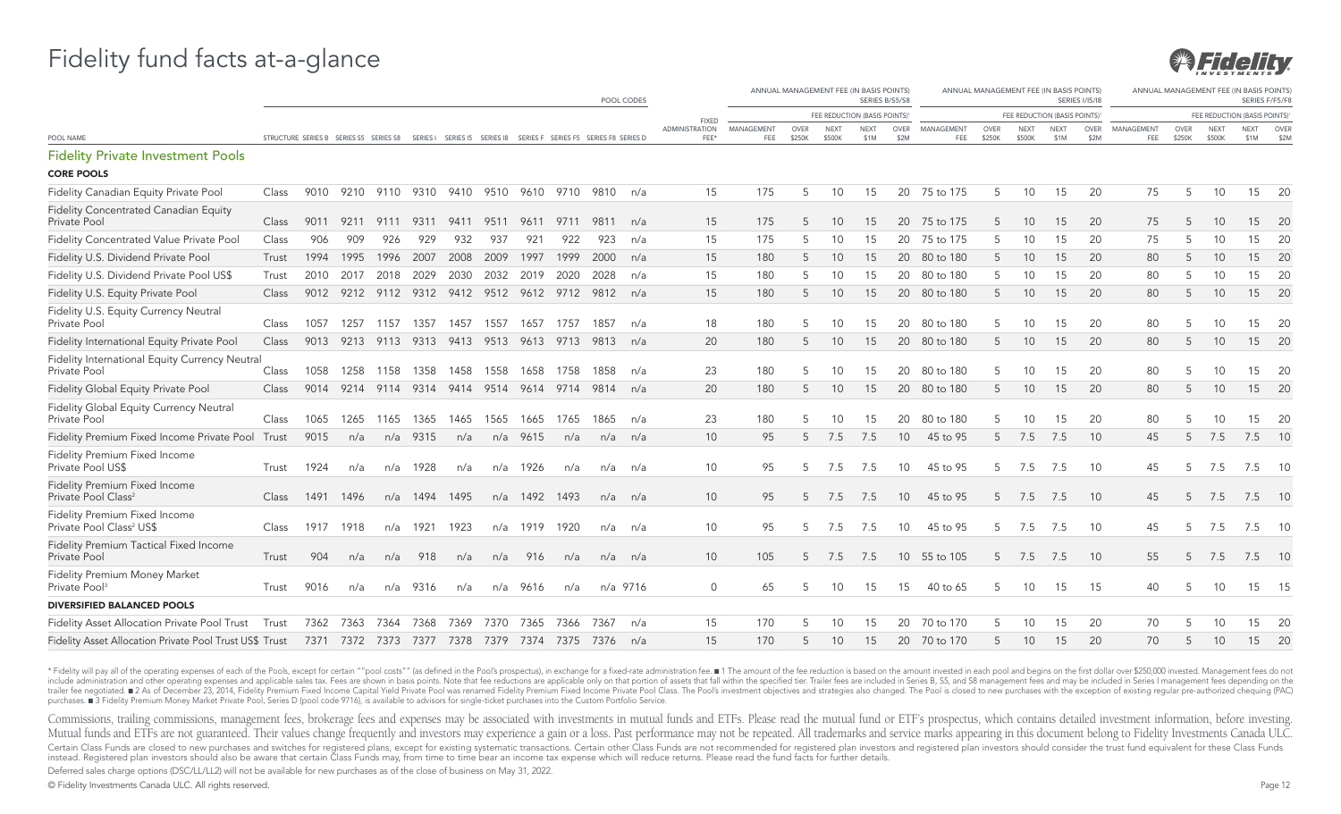# Fidelity fund facts at-a-glance

| POOL NAME | STRUCTURE | SERIES B | SERIES S5 | SERIES S8 | SERIES I | SERIES I5 | SERIES I8 | SERIES F | SERIES F5 | SERIES F8 | SERIES D | FIXED ADMINISTRATION FEE* | ANNUAL MANAGEMENT FEE (IN BASIS POINTS) SERIES B/S5/S8 | | | | | ANNUAL MANAGEMENT FEE (IN BASIS POINTS) SERIES I/I5/I8 | | | | | ANNUAL MANAGEMENT FEE (IN BASIS POINTS) SERIES F/F5/F8 | | | | |
|---|---|---|---|---|---|---|---|---|---|---|---|---|---|---|---|---|---|---|---|---|---|---|---|---|---|---|---|
| | | POOL CODES | | | | | | | | | | | | FEE REDUCTION (BASIS POINTS)[1] | | | | | FEE REDUCTION (BASIS POINTS)[1] | | | | | FEE REDUCTION (BASIS POINTS)[1] | | | |
| | | | | | | | | | | | | | MANAGEMENT FEE | OVER $250K | NEXT $500K | NEXT $1M | OVER $2M | MANAGEMENT FEE | OVER $250K | NEXT $500K | NEXT $1M | OVER $2M | MANAGEMENT FEE | OVER $250K | NEXT $500K | NEXT $1M | OVER $2M |
| **Fidelity Private Investment Pools** | | | | | | | | | | | | | | | | | | | | | | | | | | | |
| **CORE POOLS** | | | | | | | | | | | | | | | | | | | | | | | | | | | |
| Fidelity Canadian Equity Private Pool | Class | 9010 | 9210 | 9110 | 9310 | 9410 | 9510 | 9610 | 9710 | 9810 | n/a | 15 | 175 | 5 | 10 | 15 | 20 | 75 to 175 | 5 | 10 | 15 | 20 | 75 | 5 | 10 | 15 | 20 |
| Fidelity Concentrated Canadian Equity Private Pool | Class | 9011 | 9211 | 9111 | 9311 | 9411 | 9511 | 9611 | 9711 | 9811 | n/a | 15 | 175 | 5 | 10 | 15 | 20 | 75 to 175 | 5 | 10 | 15 | 20 | 75 | 5 | 10 | 15 | 20 |
| Fidelity Concentrated Value Private Pool | Class | 906 | 909 | 926 | 929 | 932 | 937 | 921 | 922 | 923 | n/a | 15 | 175 | 5 | 10 | 15 | 20 | 75 to 175 | 5 | 10 | 15 | 20 | 75 | 5 | 10 | 15 | 20 |
| Fidelity U.S. Dividend Private Pool | Trust | 1994 | 1995 | 1996 | 2007 | 2008 | 2009 | 1997 | 1999 | 2000 | n/a | 15 | 180 | 5 | 10 | 15 | 20 | 80 to 180 | 5 | 10 | 15 | 20 | 80 | 5 | 10 | 15 | 20 |
| Fidelity U.S. Dividend Private Pool US$ | Trust | 2010 | 2017 | 2018 | 2029 | 2030 | 2032 | 2019 | 2020 | 2028 | n/a | 15 | 180 | 5 | 10 | 15 | 20 | 80 to 180 | 5 | 10 | 15 | 20 | 80 | 5 | 10 | 15 | 20 |
| Fidelity U.S. Equity Private Pool | Class | 9012 | 9212 | 9112 | 9312 | 9412 | 9512 | 9612 | 9712 | 9812 | n/a | 15 | 180 | 5 | 10 | 15 | 20 | 80 to 180 | 5 | 10 | 15 | 20 | 80 | 5 | 10 | 15 | 20 |
| Fidelity U.S. Equity Currency Neutral Private Pool | Class | 1057 | 1257 | 1157 | 1357 | 1457 | 1557 | 1657 | 1757 | 1857 | n/a | 18 | 180 | 5 | 10 | 15 | 20 | 80 to 180 | 5 | 10 | 15 | 20 | 80 | 5 | 10 | 15 | 20 |
| Fidelity International Equity Private Pool | Class | 9013 | 9213 | 9113 | 9313 | 9413 | 9513 | 9613 | 9713 | 9813 | n/a | 20 | 180 | 5 | 10 | 15 | 20 | 80 to 180 | 5 | 10 | 15 | 20 | 80 | 5 | 10 | 15 | 20 |
| Fidelity International Equity Currency Neutral Private Pool | Class | 1058 | 1258 | 1158 | 1358 | 1458 | 1558 | 1658 | 1758 | 1858 | n/a | 23 | 180 | 5 | 10 | 15 | 20 | 80 to 180 | 5 | 10 | 15 | 20 | 80 | 5 | 10 | 15 | 20 |
| Fidelity Global Equity Private Pool | Class | 9014 | 9214 | 9114 | 9314 | 9414 | 9514 | 9614 | 9714 | 9814 | n/a | 20 | 180 | 5 | 10 | 15 | 20 | 80 to 180 | 5 | 10 | 15 | 20 | 80 | 5 | 10 | 15 | 20 |
| Fidelity Global Equity Currency Neutral Private Pool | Class | 1065 | 1265 | 1165 | 1365 | 1465 | 1565 | 1665 | 1765 | 1865 | n/a | 23 | 180 | 5 | 10 | 15 | 20 | 80 to 180 | 5 | 10 | 15 | 20 | 80 | 5 | 10 | 15 | 20 |
| Fidelity Premium Fixed Income Private Pool | Trust | 9015 | n/a | n/a | 9315 | n/a | n/a | 9615 | n/a | n/a | n/a | 10 | 95 | 5 | 7.5 | 7.5 | 10 | 45 to 95 | 5 | 7.5 | 7.5 | 10 | 45 | 5 | 7.5 | 7.5 | 10 |
| Fidelity Premium Fixed Income Private Pool US$ | Trust | 1924 | n/a | n/a | 1928 | n/a | n/a | 1926 | n/a | n/a | n/a | 10 | 95 | 5 | 7.5 | 7.5 | 10 | 45 to 95 | 5 | 7.5 | 7.5 | 10 | 45 | 5 | 7.5 | 7.5 | 10 |
| Fidelity Premium Fixed Income Private Pool Class[2] | Class | 1491 | 1496 | n/a | 1494 | 1495 | n/a | 1492 | 1493 | n/a | n/a | 10 | 95 | 5 | 7.5 | 7.5 | 10 | 45 to 95 | 5 | 7.5 | 7.5 | 10 | 45 | 5 | 7.5 | 7.5 | 10 |
| Fidelity Premium Fixed Income Private Pool Class[2] US$ | Class | 1917 | 1918 | n/a | 1921 | 1923 | n/a | 1919 | 1920 | n/a | n/a | 10 | 95 | 5 | 7.5 | 7.5 | 10 | 45 to 95 | 5 | 7.5 | 7.5 | 10 | 45 | 5 | 7.5 | 7.5 | 10 |
| Fidelity Premium Tactical Fixed Income Private Pool | Trust | 904 | n/a | n/a | 918 | n/a | n/a | 916 | n/a | n/a | n/a | 10 | 105 | 5 | 7.5 | 7.5 | 10 | 55 to 105 | 5 | 7.5 | 7.5 | 10 | 55 | 5 | 7.5 | 7.5 | 10 |
| Fidelity Premium Money Market Private Pool[3] | Trust | 9016 | n/a | n/a | 9316 | n/a | n/a | 9616 | n/a | n/a | 9716 | 0 | 65 | 5 | 10 | 15 | 15 | 40 to 65 | 5 | 10 | 15 | 15 | 40 | 5 | 10 | 15 | 15 |
| **DIVERSIFIED BALANCED POOLS** | | | | | | | | | | | | | | | | | | | | | | | | | | | |
| Fidelity Asset Allocation Private Pool Trust | Trust | 7362 | 7363 | 7364 | 7368 | 7369 | 7370 | 7365 | 7366 | 7367 | n/a | 15 | 170 | 5 | 10 | 15 | 20 | 70 to 170 | 5 | 10 | 15 | 20 | 70 | 5 | 10 | 15 | 20 |
| Fidelity Asset Allocation Private Pool Trust US$ | Trust | 7371 | 7372 | 7373 | 7377 | 7378 | 7379 | 7374 | 7375 | 7376 | n/a | 15 | 170 | 5 | 10 | 15 | 20 | 70 to 170 | 5 | 10 | 15 | 20 | 70 | 5 | 10 | 15 | 20 |

\* Fidelity will pay all of the operating expenses of each of the Pools, except for certain ""pool costs"" (as defined in the Pool's prospectus), in exchange for a fixed-rate administration fee. ■ 1 The amount of the fee reduction is based on the amount invested in each pool and begins on the first dollar over $250,000 invested. Management fees do not include administration and other operating expenses and applicable sales tax. Fees are shown in basis points. Note that fee reductions are applicable only on that portion of assets that fall within the specified tier. Trailer fees are included in Series B, S5, and S8 management fees and may be included in Series I management fees depending on the trailer fee negotiated. ■ 2 As of December 23, 2014, Fidelity Premium Fixed Income Capital Yield Private Pool was renamed Fidelity Premium Fixed Income Private Pool Class. The Pool's investment objectives and strategies also changed. The Pool is closed to new purchases with the exception of existing regular pre-authorized chequing (PAC) purchases. ■ 3 Fidelity Premium Money Market Private Pool, Series D (pool code 9716), is available to advisors for single-ticket purchases into the Custom Portfolio Service.

Commissions, trailing commissions, management fees, brokerage fees and expenses may be associated with investments in mutual funds and ETFs. Please read the mutual fund or ETF's prospectus, which contains detailed investment information, before investing. Mutual funds and ETFs are not guaranteed. Their values change frequently and investors may experience a gain or a loss. Past performance may not be repeated. All trademarks and service marks appearing in this document belong to Fidelity Investments Canada ULC.

Certain Class Funds are closed to new purchases and switches for registered plans, except for existing systematic transactions. Certain other Class Funds are not recommended for registered plan investors and registered plan investors should consider the trust fund equivalent for these Class Funds instead. Registered plan investors should also be aware that certain Class Funds may, from time to time bear an income tax expense which will reduce returns. Please read the fund facts for further details.

Deferred sales charge options (DSC/LL/LL2) will not be available for new purchases as of the close of business on May 31, 2022.

© Fidelity Investments Canada ULC. All rights reserved.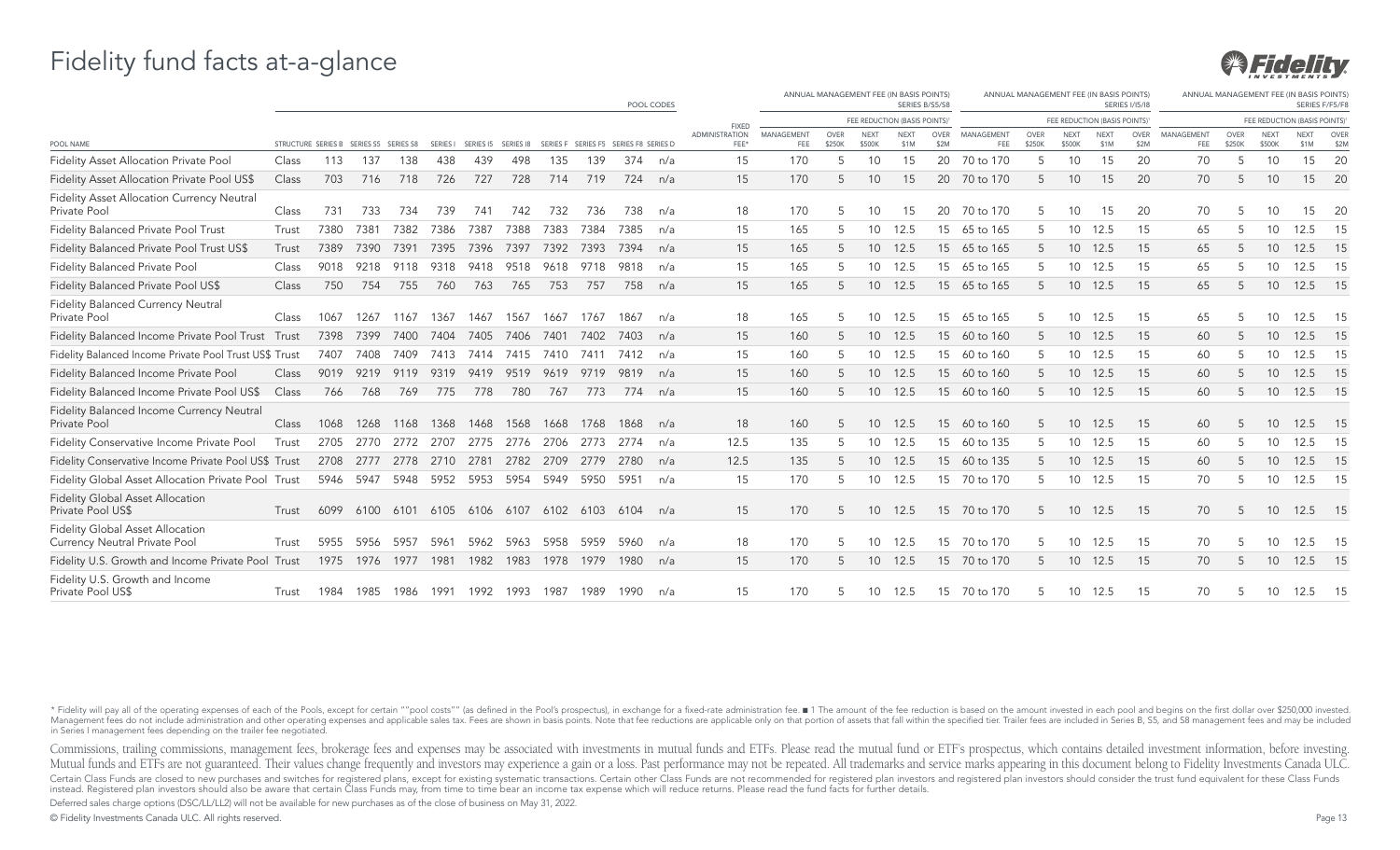# Fidelity fund facts at-a-glance

| POOL NAME | STRUCTURE | POOL CODES SERIES B | SERIES S5 | SERIES S8 | SERIES I | SERIES I5 | SERIES I8 | SERIES F | SERIES F5 | SERIES F8 | SERIES D | FIXED ADMINISTRATION FEE* | ANNUAL MANAGEMENT FEE (IN BASIS POINTS) SERIES B/S5/S8 MANAGEMENT FEE | FEE REDUCTION (BASIS POINTS)[1] OVER $250K | NEXT $500K | NEXT $1M | OVER $2M | ANNUAL MANAGEMENT FEE (IN BASIS POINTS) SERIES I/I5/I8 MANAGEMENT FEE | FEE REDUCTION (BASIS POINTS)[1] OVER $250K | NEXT $500K | NEXT $1M | OVER $2M | ANNUAL MANAGEMENT FEE (IN BASIS POINTS) SERIES F/F5/F8 MANAGEMENT FEE | FEE REDUCTION (BASIS POINTS)[1] OVER $250K | NEXT $500K | NEXT $1M | OVER $2M |
|---|---|---|---|---|---|---|---|---|---|---|---|---|---|---|---|---|---|---|---|---|---|---|---|---|---|---|---|
| Fidelity Asset Allocation Private Pool | Class | 113 | 137 | 138 | 438 | 439 | 498 | 135 | 139 | 374 | n/a | 15 | 170 | 5 | 10 | 15 | 20 | 70 to 170 | 5 | 10 | 15 | 20 | 70 | 5 | 10 | 15 | 20 |
| Fidelity Asset Allocation Private Pool US$ | Class | 703 | 716 | 718 | 726 | 727 | 728 | 714 | 719 | 724 | n/a | 15 | 170 | 5 | 10 | 15 | 20 | 70 to 170 | 5 | 10 | 15 | 20 | 70 | 5 | 10 | 15 | 20 |
| Fidelity Asset Allocation Currency Neutral Private Pool | Class | 731 | 733 | 734 | 739 | 741 | 742 | 732 | 736 | 738 | n/a | 18 | 170 | 5 | 10 | 15 | 20 | 70 to 170 | 5 | 10 | 15 | 20 | 70 | 5 | 10 | 15 | 20 |
| Fidelity Balanced Private Pool Trust | Trust | 7380 | 7381 | 7382 | 7386 | 7387 | 7388 | 7383 | 7384 | 7385 | n/a | 15 | 165 | 5 | 10 | 12.5 | 15 | 65 to 165 | 5 | 10 | 12.5 | 15 | 65 | 5 | 10 | 12.5 | 15 |
| Fidelity Balanced Private Pool Trust US$ | Trust | 7389 | 7390 | 7391 | 7395 | 7396 | 7397 | 7392 | 7393 | 7394 | n/a | 15 | 165 | 5 | 10 | 12.5 | 15 | 65 to 165 | 5 | 10 | 12.5 | 15 | 65 | 5 | 10 | 12.5 | 15 |
| Fidelity Balanced Private Pool | Class | 9018 | 9218 | 9118 | 9318 | 9418 | 9518 | 9618 | 9718 | 9818 | n/a | 15 | 165 | 5 | 10 | 12.5 | 15 | 65 to 165 | 5 | 10 | 12.5 | 15 | 65 | 5 | 10 | 12.5 | 15 |
| Fidelity Balanced Private Pool US$ | Class | 750 | 754 | 755 | 760 | 763 | 765 | 753 | 757 | 758 | n/a | 15 | 165 | 5 | 10 | 12.5 | 15 | 65 to 165 | 5 | 10 | 12.5 | 15 | 65 | 5 | 10 | 12.5 | 15 |
| Fidelity Balanced Currency Neutral Private Pool | Class | 1067 | 1267 | 1167 | 1367 | 1467 | 1567 | 1667 | 1767 | 1867 | n/a | 18 | 165 | 5 | 10 | 12.5 | 15 | 65 to 165 | 5 | 10 | 12.5 | 15 | 65 | 5 | 10 | 12.5 | 15 |
| Fidelity Balanced Income Private Pool Trust | Trust | 7398 | 7399 | 7400 | 7404 | 7405 | 7406 | 7401 | 7402 | 7403 | n/a | 15 | 160 | 5 | 10 | 12.5 | 15 | 60 to 160 | 5 | 10 | 12.5 | 15 | 60 | 5 | 10 | 12.5 | 15 |
| Fidelity Balanced Income Private Pool Trust US$ | Trust | 7407 | 7408 | 7409 | 7413 | 7414 | 7415 | 7410 | 7411 | 7412 | n/a | 15 | 160 | 5 | 10 | 12.5 | 15 | 60 to 160 | 5 | 10 | 12.5 | 15 | 60 | 5 | 10 | 12.5 | 15 |
| Fidelity Balanced Income Private Pool | Class | 9019 | 9219 | 9119 | 9319 | 9419 | 9519 | 9619 | 9719 | 9819 | n/a | 15 | 160 | 5 | 10 | 12.5 | 15 | 60 to 160 | 5 | 10 | 12.5 | 15 | 60 | 5 | 10 | 12.5 | 15 |
| Fidelity Balanced Income Private Pool US$ | Class | 766 | 768 | 769 | 775 | 778 | 780 | 767 | 773 | 774 | n/a | 15 | 160 | 5 | 10 | 12.5 | 15 | 60 to 160 | 5 | 10 | 12.5 | 15 | 60 | 5 | 10 | 12.5 | 15 |
| Fidelity Balanced Income Currency Neutral Private Pool | Class | 1068 | 1268 | 1168 | 1368 | 1468 | 1568 | 1668 | 1768 | 1868 | n/a | 18 | 160 | 5 | 10 | 12.5 | 15 | 60 to 160 | 5 | 10 | 12.5 | 15 | 60 | 5 | 10 | 12.5 | 15 |
| Fidelity Conservative Income Private Pool | Trust | 2705 | 2770 | 2772 | 2707 | 2775 | 2776 | 2706 | 2773 | 2774 | n/a | 12.5 | 135 | 5 | 10 | 12.5 | 15 | 60 to 135 | 5 | 10 | 12.5 | 15 | 60 | 5 | 10 | 12.5 | 15 |
| Fidelity Conservative Income Private Pool US$ | Trust | 2708 | 2777 | 2778 | 2710 | 2781 | 2782 | 2709 | 2779 | 2780 | n/a | 12.5 | 135 | 5 | 10 | 12.5 | 15 | 60 to 135 | 5 | 10 | 12.5 | 15 | 60 | 5 | 10 | 12.5 | 15 |
| Fidelity Global Asset Allocation Private Pool | Trust | 5946 | 5947 | 5948 | 5952 | 5953 | 5954 | 5949 | 5950 | 5951 | n/a | 15 | 170 | 5 | 10 | 12.5 | 15 | 70 to 170 | 5 | 10 | 12.5 | 15 | 70 | 5 | 10 | 12.5 | 15 |
| Fidelity Global Asset Allocation Private Pool US$ | Trust | 6099 | 6100 | 6101 | 6105 | 6106 | 6107 | 6102 | 6103 | 6104 | n/a | 15 | 170 | 5 | 10 | 12.5 | 15 | 70 to 170 | 5 | 10 | 12.5 | 15 | 70 | 5 | 10 | 12.5 | 15 |
| Fidelity Global Asset Allocation Currency Neutral Private Pool | Trust | 5955 | 5956 | 5957 | 5961 | 5962 | 5963 | 5958 | 5959 | 5960 | n/a | 18 | 170 | 5 | 10 | 12.5 | 15 | 70 to 170 | 5 | 10 | 12.5 | 15 | 70 | 5 | 10 | 12.5 | 15 |
| Fidelity U.S. Growth and Income Private Pool | Trust | 1975 | 1976 | 1977 | 1981 | 1982 | 1983 | 1978 | 1979 | 1980 | n/a | 15 | 170 | 5 | 10 | 12.5 | 15 | 70 to 170 | 5 | 10 | 12.5 | 15 | 70 | 5 | 10 | 12.5 | 15 |
| Fidelity U.S. Growth and Income Private Pool US$ | Trust | 1984 | 1985 | 1986 | 1991 | 1992 | 1993 | 1987 | 1989 | 1990 | n/a | 15 | 170 | 5 | 10 | 12.5 | 15 | 70 to 170 | 5 | 10 | 12.5 | 15 | 70 | 5 | 10 | 12.5 | 15 |

\* Fidelity will pay all of the operating expenses of each of the Pools, except for certain ""pool costs"" (as defined in the Pool's prospectus), in exchange for a fixed-rate administration fee. ■ 1 The amount of the fee reduction is based on the amount invested in each pool and begins on the first dollar over $250,000 invested. Management fees do not include administration and other operating expenses and applicable sales tax. Fees are shown in basis points. Note that fee reductions are applicable only on that portion of assets that fall within the specified tier. Trailer fees are included in Series B, S5, and S8 management fees and may be included in Series I management fees depending on the trailer fee negotiated.

Commissions, trailing commissions, management fees, brokerage fees and expenses may be associated with investments in mutual funds and ETFs. Please read the mutual fund or ETF's prospectus, which contains detailed investment information, before investing. Mutual funds and ETFs are not guaranteed. Their values change frequently and investors may experience a gain or a loss. Past performance may not be repeated. All trademarks and service marks appearing in this document belong to Fidelity Investments Canada ULC.

Certain Class Funds are closed to new purchases and switches for registered plans, except for existing systematic transactions. Certain other Class Funds are not recommended for registered plan investors and registered plan investors should consider the trust fund equivalent for these Class Funds instead. Registered plan investors should also be aware that certain Class Funds may, from time to time bear an income tax expense which will reduce returns. Please read the fund facts for further details.

Deferred sales charge options (DSC/LL/LL2) will not be available for new purchases as of the close of business on May 31, 2022.

© Fidelity Investments Canada ULC. All rights reserved.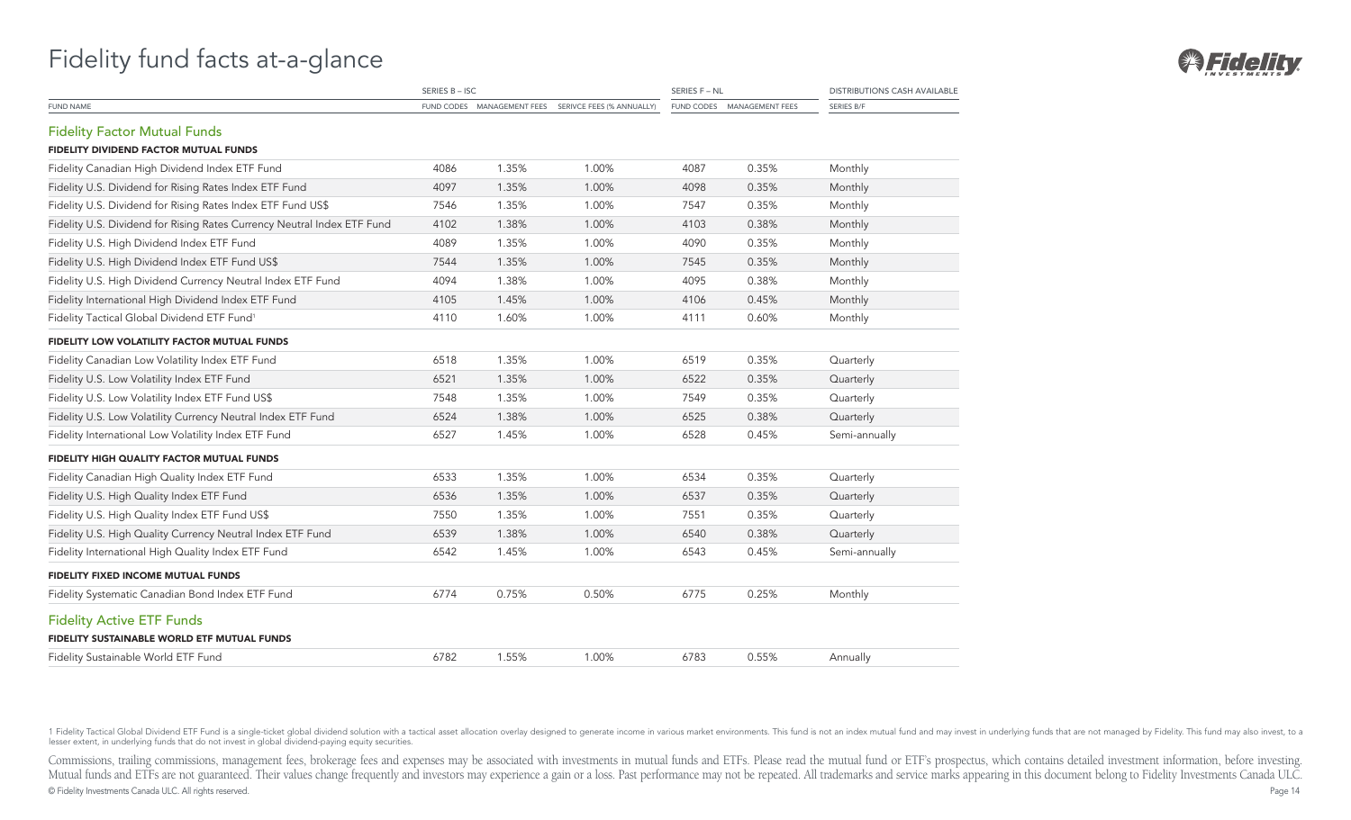# Fidelity fund facts at-a-glance

| | SERIES B – ISC | | | SERIES F – NL | | DISTRIBUTIONS CASH AVAILABLE |
|---|---|---|---|---|---|---|
| FUND NAME | FUND CODES | MANAGEMENT FEES | SERIVCE FEES (% ANNUALLY) | FUND CODES | MANAGEMENT FEES | SERIES B/F |
| **Fidelity Factor Mutual Funds** | | | | | | |
| **FIDELITY DIVIDEND FACTOR MUTUAL FUNDS** | | | | | | |
| Fidelity Canadian High Dividend Index ETF Fund | 4086 | 1.35% | 1.00% | 4087 | 0.35% | Monthly |
| Fidelity U.S. Dividend for Rising Rates Index ETF Fund | 4097 | 1.35% | 1.00% | 4098 | 0.35% | Monthly |
| Fidelity U.S. Dividend for Rising Rates Index ETF Fund US$ | 7546 | 1.35% | 1.00% | 7547 | 0.35% | Monthly |
| Fidelity U.S. Dividend for Rising Rates Currency Neutral Index ETF Fund | 4102 | 1.38% | 1.00% | 4103 | 0.38% | Monthly |
| Fidelity U.S. High Dividend Index ETF Fund | 4089 | 1.35% | 1.00% | 4090 | 0.35% | Monthly |
| Fidelity U.S. High Dividend Index ETF Fund US$ | 7544 | 1.35% | 1.00% | 7545 | 0.35% | Monthly |
| Fidelity U.S. High Dividend Currency Neutral Index ETF Fund | 4094 | 1.38% | 1.00% | 4095 | 0.38% | Monthly |
| Fidelity International High Dividend Index ETF Fund | 4105 | 1.45% | 1.00% | 4106 | 0.45% | Monthly |
| Fidelity Tactical Global Dividend ETF Fund[1] | 4110 | 1.60% | 1.00% | 4111 | 0.60% | Monthly |
| **FIDELITY LOW VOLATILITY FACTOR MUTUAL FUNDS** | | | | | | |
| Fidelity Canadian Low Volatility Index ETF Fund | 6518 | 1.35% | 1.00% | 6519 | 0.35% | Quarterly |
| Fidelity U.S. Low Volatility Index ETF Fund | 6521 | 1.35% | 1.00% | 6522 | 0.35% | Quarterly |
| Fidelity U.S. Low Volatility Index ETF Fund US$ | 7548 | 1.35% | 1.00% | 7549 | 0.35% | Quarterly |
| Fidelity U.S. Low Volatility Currency Neutral Index ETF Fund | 6524 | 1.38% | 1.00% | 6525 | 0.38% | Quarterly |
| Fidelity International Low Volatility Index ETF Fund | 6527 | 1.45% | 1.00% | 6528 | 0.45% | Semi-annually |
| **FIDELITY HIGH QUALITY FACTOR MUTUAL FUNDS** | | | | | | |
| Fidelity Canadian High Quality Index ETF Fund | 6533 | 1.35% | 1.00% | 6534 | 0.35% | Quarterly |
| Fidelity U.S. High Quality Index ETF Fund | 6536 | 1.35% | 1.00% | 6537 | 0.35% | Quarterly |
| Fidelity U.S. High Quality Index ETF Fund US$ | 7550 | 1.35% | 1.00% | 7551 | 0.35% | Quarterly |
| Fidelity U.S. High Quality Currency Neutral Index ETF Fund | 6539 | 1.38% | 1.00% | 6540 | 0.38% | Quarterly |
| Fidelity International High Quality Index ETF Fund | 6542 | 1.45% | 1.00% | 6543 | 0.45% | Semi-annually |
| **FIDELITY FIXED INCOME MUTUAL FUNDS** | | | | | | |
| Fidelity Systematic Canadian Bond Index ETF Fund | 6774 | 0.75% | 0.50% | 6775 | 0.25% | Monthly |
| **Fidelity Active ETF Funds** | | | | | | |
| **FIDELITY SUSTAINABLE WORLD ETF MUTUAL FUNDS** | | | | | | |
| Fidelity Sustainable World ETF Fund | 6782 | 1.55% | 1.00% | 6783 | 0.55% | Annually |

1 Fidelity Tactical Global Dividend ETF Fund is a single-ticket global dividend solution with a tactical asset allocation overlay designed to generate income in various market environments. This fund is not an index mutual fund and may invest in underlying funds that are not managed by Fidelity. This fund may also invest, to a lesser extent, in underlying funds that do not invest in global dividend-paying equity securities.

Commissions, trailing commissions, management fees, brokerage fees and expenses may be associated with investments in mutual funds and ETFs. Please read the mutual fund or ETF's prospectus, which contains detailed investment information, before investing. Mutual funds and ETFs are not guaranteed. Their values change frequently and investors may experience a gain or a loss. Past performance may not be repeated. All trademarks and service marks appearing in this document belong to Fidelity Investments Canada ULC.

© Fidelity Investments Canada ULC. All rights reserved.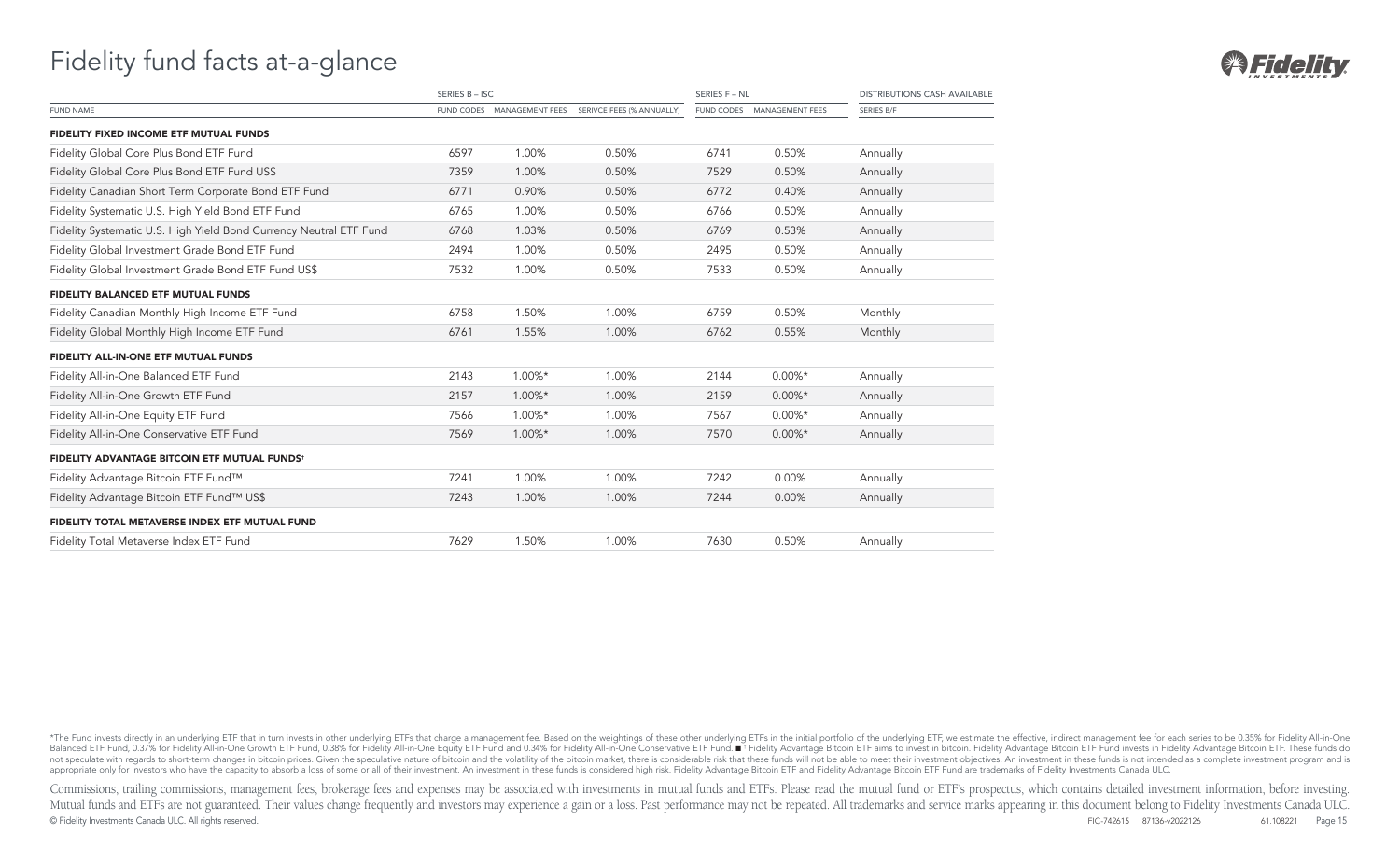# Fidelity fund facts at-a-glance

| | SERIES B – ISC | | | SERIES F – NL | | DISTRIBUTIONS CASH AVAILABLE |
|---|---|---|---|---|---|---|
| FUND NAME | FUND CODES | MANAGEMENT FEES | SERIVCE FEES (% ANNUALLY) | FUND CODES | MANAGEMENT FEES | SERIES B/F |
| **FIDELITY FIXED INCOME ETF MUTUAL FUNDS** | | | | | | |
| Fidelity Global Core Plus Bond ETF Fund | 6597 | 1.00% | 0.50% | 6741 | 0.50% | Annually |
| Fidelity Global Core Plus Bond ETF Fund US$ | 7359 | 1.00% | 0.50% | 7529 | 0.50% | Annually |
| Fidelity Canadian Short Term Corporate Bond ETF Fund | 6771 | 0.90% | 0.50% | 6772 | 0.40% | Annually |
| Fidelity Systematic U.S. High Yield Bond ETF Fund | 6765 | 1.00% | 0.50% | 6766 | 0.50% | Annually |
| Fidelity Systematic U.S. High Yield Bond Currency Neutral ETF Fund | 6768 | 1.03% | 0.50% | 6769 | 0.53% | Annually |
| Fidelity Global Investment Grade Bond ETF Fund | 2494 | 1.00% | 0.50% | 2495 | 0.50% | Annually |
| Fidelity Global Investment Grade Bond ETF Fund US$ | 7532 | 1.00% | 0.50% | 7533 | 0.50% | Annually |
| **FIDELITY BALANCED ETF MUTUAL FUNDS** | | | | | | |
| Fidelity Canadian Monthly High Income ETF Fund | 6758 | 1.50% | 1.00% | 6759 | 0.50% | Monthly |
| Fidelity Global Monthly High Income ETF Fund | 6761 | 1.55% | 1.00% | 6762 | 0.55% | Monthly |
| **FIDELITY ALL-IN-ONE ETF MUTUAL FUNDS** | | | | | | |
| Fidelity All-in-One Balanced ETF Fund | 2143 | 1.00%* | 1.00% | 2144 | 0.00%* | Annually |
| Fidelity All-in-One Growth ETF Fund | 2157 | 1.00%* | 1.00% | 2159 | 0.00%* | Annually |
| Fidelity All-in-One Equity ETF Fund | 7566 | 1.00%* | 1.00% | 7567 | 0.00%* | Annually |
| Fidelity All-in-One Conservative ETF Fund | 7569 | 1.00%* | 1.00% | 7570 | 0.00%* | Annually |
| **FIDELITY ADVANTAGE BITCOIN ETF MUTUAL FUNDS†** | | | | | | |
| Fidelity Advantage Bitcoin ETF Fund™ | 7241 | 1.00% | 1.00% | 7242 | 0.00% | Annually |
| Fidelity Advantage Bitcoin ETF Fund™ US$ | 7243 | 1.00% | 1.00% | 7244 | 0.00% | Annually |
| **FIDELITY TOTAL METAVERSE INDEX ETF MUTUAL FUND** | | | | | | |
| Fidelity Total Metaverse Index ETF Fund | 7629 | 1.50% | 1.00% | 7630 | 0.50% | Annually |

*The Fund invests directly in an underlying ETF that in turn invests in other underlying ETFs that charge a management fee. Based on the weightings of these other underlying ETFs in the initial portfolio of the underlying ETF, we estimate the effective, indirect management fee for each series to be 0.35% for Fidelity All-in-One Balanced ETF Fund, 0.37% for Fidelity All-in-One Growth ETF Fund, 0.38% for Fidelity All-in-One Equity ETF Fund and 0.34% for Fidelity All-in-One Conservative ETF Fund. ■ † Fidelity Advantage Bitcoin ETF aims to invest in bitcoin. Fidelity Advantage Bitcoin ETF Fund invests in Fidelity Advantage Bitcoin ETF. These funds do not speculate with regards to short-term changes in bitcoin prices. Given the speculative nature of bitcoin and the volatility of the bitcoin market, there is considerable risk that these funds will not be able to meet their investment objectives. An investment in these funds is not intended as a complete investment program and is appropriate only for investors who have the capacity to absorb a loss of some or all of their investment. An investment in these funds is considered high risk. Fidelity Advantage Bitcoin ETF and Fidelity Advantage Bitcoin ETF Fund are trademarks of Fidelity Investments Canada ULC.

Commissions, trailing commissions, management fees, brokerage fees and expenses may be associated with investments in mutual funds and ETFs. Please read the mutual fund or ETF's prospectus, which contains detailed investment information, before investing. Mutual funds and ETFs are not guaranteed. Their values change frequently and investors may experience a gain or a loss. Past performance may not be repeated. All trademarks and service marks appearing in this document belong to Fidelity Investments Canada ULC.

© Fidelity Investments Canada ULC. All rights reserved.

FIC-742615 87136-v2022126 61.108221